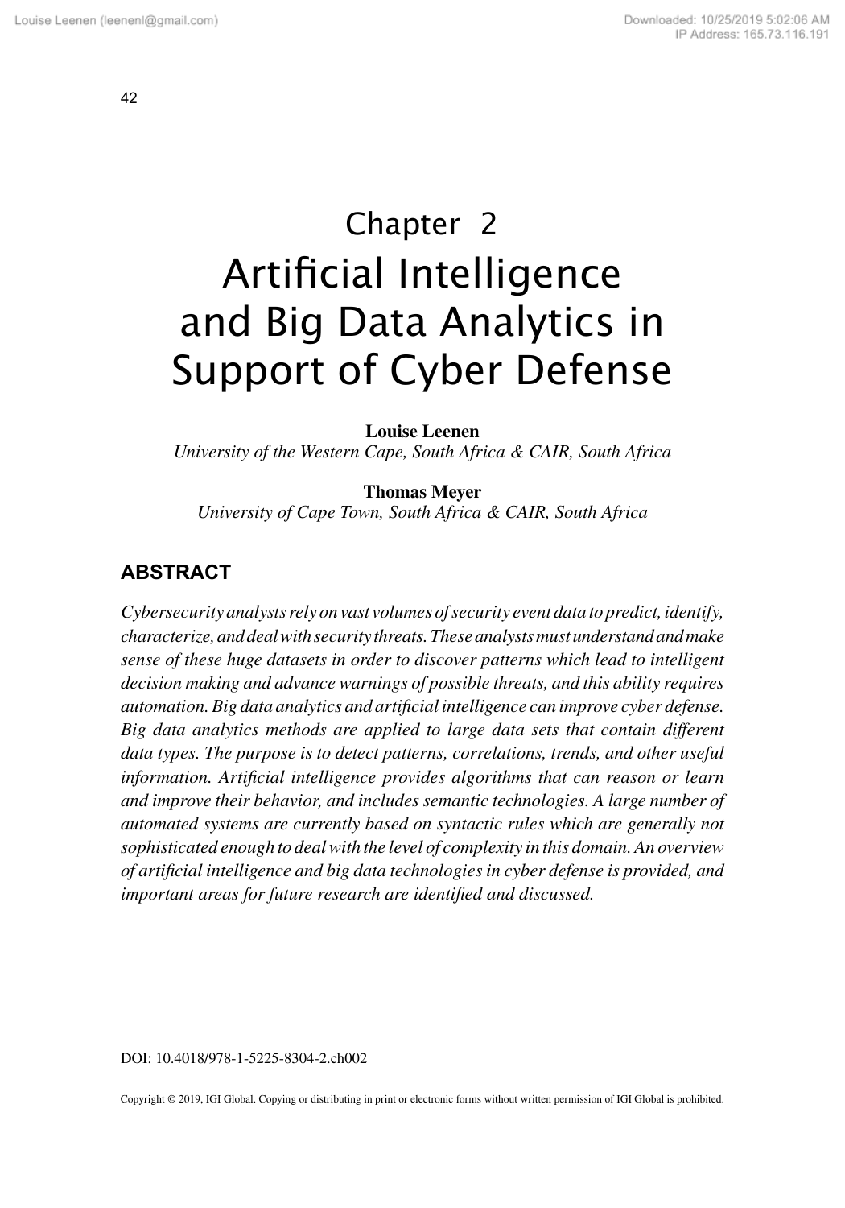# Chapter 2
# Artificial Intelligence and Big Data Analytics in Support of Cyber Defense

**Louise Leenen**
*University of the Western Cape, South Africa & CAIR, South Africa*

**Thomas Meyer**
*University of Cape Town, South Africa & CAIR, South Africa*

## ABSTRACT

*Cybersecurity analysts rely on vast volumes of security event data to predict, identify, characterize, and deal with security threats. These analysts must understand and make sense of these huge datasets in order to discover patterns which lead to intelligent decision making and advance warnings of possible threats, and this ability requires automation. Big data analytics and artificial intelligence can improve cyber defense. Big data analytics methods are applied to large data sets that contain different data types. The purpose is to detect patterns, correlations, trends, and other useful information. Artificial intelligence provides algorithms that can reason or learn and improve their behavior, and includes semantic technologies. A large number of automated systems are currently based on syntactic rules which are generally not sophisticated enough to deal with the level of complexity in this domain. An overview of artificial intelligence and big data technologies in cyber defense is provided, and important areas for future research are identified and discussed.*

DOI: 10.4018/978-1-5225-8304-2.ch002

Copyright © 2019, IGI Global. Copying or distributing in print or electronic forms without written permission of IGI Global is prohibited.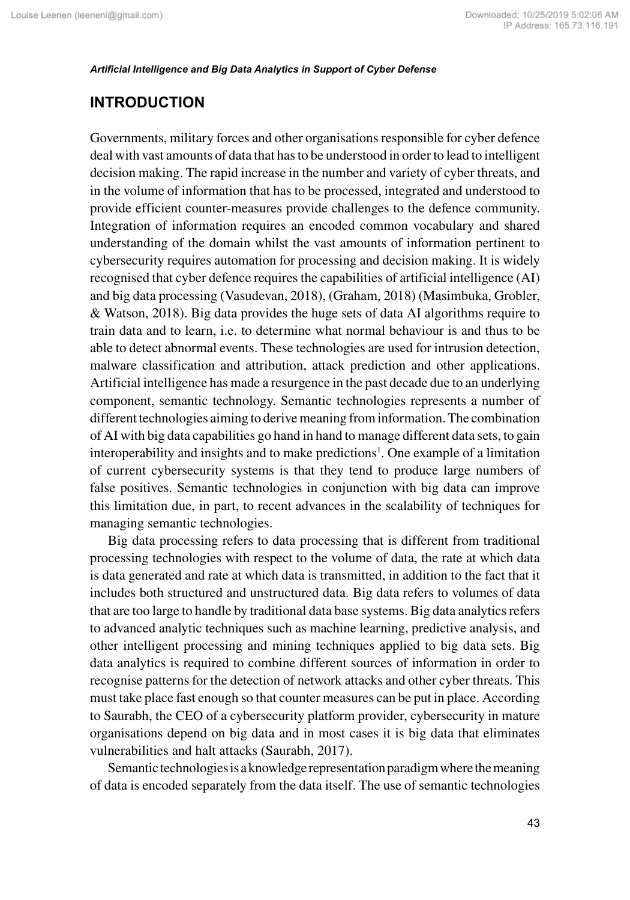## INTRODUCTION

Governments, military forces and other organisations responsible for cyber defence deal with vast amounts of data that has to be understood in order to lead to intelligent decision making. The rapid increase in the number and variety of cyber threats, and in the volume of information that has to be processed, integrated and understood to provide efficient counter-measures provide challenges to the defence community. Integration of information requires an encoded common vocabulary and shared understanding of the domain whilst the vast amounts of information pertinent to cybersecurity requires automation for processing and decision making. It is widely recognised that cyber defence requires the capabilities of artificial intelligence (AI) and big data processing (Vasudevan, 2018), (Graham, 2018) (Masimbuka, Grobler, & Watson, 2018). Big data provides the huge sets of data AI algorithms require to train data and to learn, i.e. to determine what normal behaviour is and thus to be able to detect abnormal events. These technologies are used for intrusion detection, malware classification and attribution, attack prediction and other applications. Artificial intelligence has made a resurgence in the past decade due to an underlying component, semantic technology. Semantic technologies represents a number of different technologies aiming to derive meaning from information. The combination of AI with big data capabilities go hand in hand to manage different data sets, to gain interoperability and insights and to make predictions[1]. One example of a limitation of current cybersecurity systems is that they tend to produce large numbers of false positives. Semantic technologies in conjunction with big data can improve this limitation due, in part, to recent advances in the scalability of techniques for managing semantic technologies.

Big data processing refers to data processing that is different from traditional processing technologies with respect to the volume of data, the rate at which data is data generated and rate at which data is transmitted, in addition to the fact that it includes both structured and unstructured data. Big data refers to volumes of data that are too large to handle by traditional data base systems. Big data analytics refers to advanced analytic techniques such as machine learning, predictive analysis, and other intelligent processing and mining techniques applied to big data sets. Big data analytics is required to combine different sources of information in order to recognise patterns for the detection of network attacks and other cyber threats. This must take place fast enough so that counter measures can be put in place. According to Saurabh, the CEO of a cybersecurity platform provider, cybersecurity in mature organisations depend on big data and in most cases it is big data that eliminates vulnerabilities and halt attacks (Saurabh, 2017).

Semantic technologies is a knowledge representation paradigm where the meaning of data is encoded separately from the data itself. The use of semantic technologies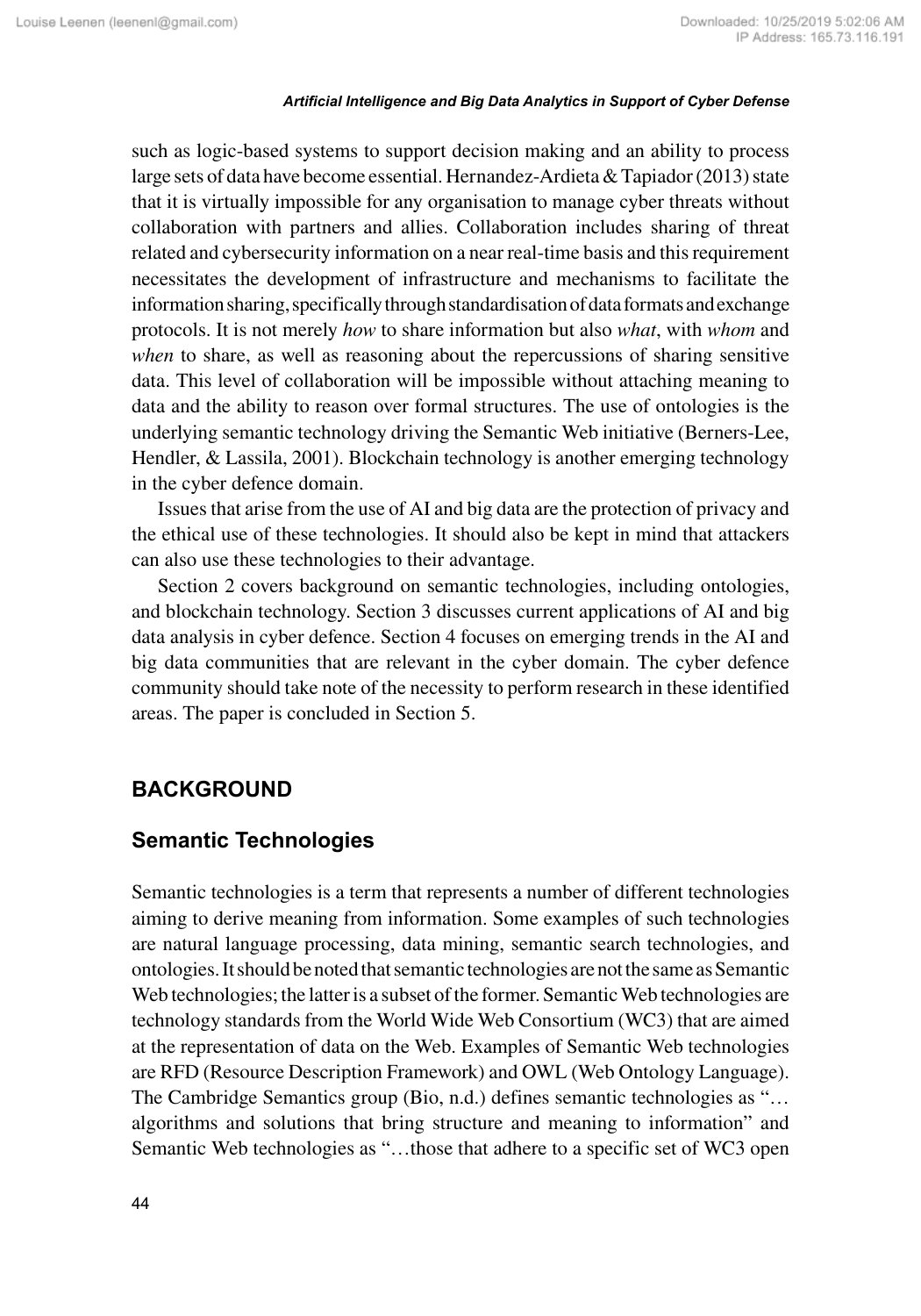such as logic-based systems to support decision making and an ability to process large sets of data have become essential. Hernandez-Ardieta & Tapiador (2013) state that it is virtually impossible for any organisation to manage cyber threats without collaboration with partners and allies. Collaboration includes sharing of threat related and cybersecurity information on a near real-time basis and this requirement necessitates the development of infrastructure and mechanisms to facilitate the information sharing, specifically through standardisation of data formats and exchange protocols. It is not merely *how* to share information but also *what*, with *whom* and *when* to share, as well as reasoning about the repercussions of sharing sensitive data. This level of collaboration will be impossible without attaching meaning to data and the ability to reason over formal structures. The use of ontologies is the underlying semantic technology driving the Semantic Web initiative (Berners-Lee, Hendler, & Lassila, 2001). Blockchain technology is another emerging technology in the cyber defence domain.

Issues that arise from the use of AI and big data are the protection of privacy and the ethical use of these technologies. It should also be kept in mind that attackers can also use these technologies to their advantage.

Section 2 covers background on semantic technologies, including ontologies, and blockchain technology. Section 3 discusses current applications of AI and big data analysis in cyber defence. Section 4 focuses on emerging trends in the AI and big data communities that are relevant in the cyber domain. The cyber defence community should take note of the necessity to perform research in these identified areas. The paper is concluded in Section 5.

## BACKGROUND

### Semantic Technologies

Semantic technologies is a term that represents a number of different technologies aiming to derive meaning from information. Some examples of such technologies are natural language processing, data mining, semantic search technologies, and ontologies. It should be noted that semantic technologies are not the same as Semantic Web technologies; the latter is a subset of the former. Semantic Web technologies are technology standards from the World Wide Web Consortium (WC3) that are aimed at the representation of data on the Web. Examples of Semantic Web technologies are RFD (Resource Description Framework) and OWL (Web Ontology Language). The Cambridge Semantics group (Bio, n.d.) defines semantic technologies as "… algorithms and solutions that bring structure and meaning to information" and Semantic Web technologies as "…those that adhere to a specific set of WC3 open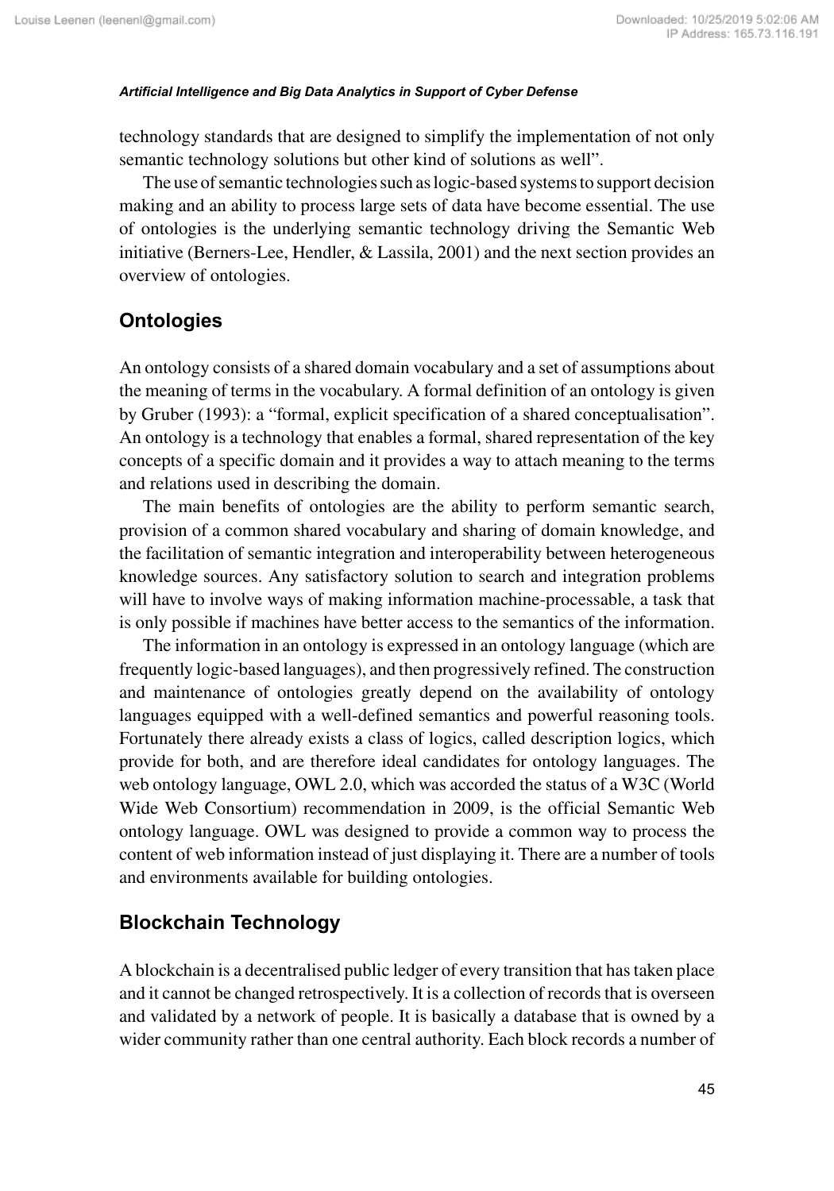technology standards that are designed to simplify the implementation of not only semantic technology solutions but other kind of solutions as well".

The use of semantic technologies such as logic-based systems to support decision making and an ability to process large sets of data have become essential. The use of ontologies is the underlying semantic technology driving the Semantic Web initiative (Berners-Lee, Hendler, & Lassila, 2001) and the next section provides an overview of ontologies.

## Ontologies

An ontology consists of a shared domain vocabulary and a set of assumptions about the meaning of terms in the vocabulary. A formal definition of an ontology is given by Gruber (1993): a "formal, explicit specification of a shared conceptualisation". An ontology is a technology that enables a formal, shared representation of the key concepts of a specific domain and it provides a way to attach meaning to the terms and relations used in describing the domain.

The main benefits of ontologies are the ability to perform semantic search, provision of a common shared vocabulary and sharing of domain knowledge, and the facilitation of semantic integration and interoperability between heterogeneous knowledge sources. Any satisfactory solution to search and integration problems will have to involve ways of making information machine-processable, a task that is only possible if machines have better access to the semantics of the information.

The information in an ontology is expressed in an ontology language (which are frequently logic-based languages), and then progressively refined. The construction and maintenance of ontologies greatly depend on the availability of ontology languages equipped with a well-defined semantics and powerful reasoning tools. Fortunately there already exists a class of logics, called description logics, which provide for both, and are therefore ideal candidates for ontology languages. The web ontology language, OWL 2.0, which was accorded the status of a W3C (World Wide Web Consortium) recommendation in 2009, is the official Semantic Web ontology language. OWL was designed to provide a common way to process the content of web information instead of just displaying it. There are a number of tools and environments available for building ontologies.

## Blockchain Technology

A blockchain is a decentralised public ledger of every transition that has taken place and it cannot be changed retrospectively. It is a collection of records that is overseen and validated by a network of people. It is basically a database that is owned by a wider community rather than one central authority. Each block records a number of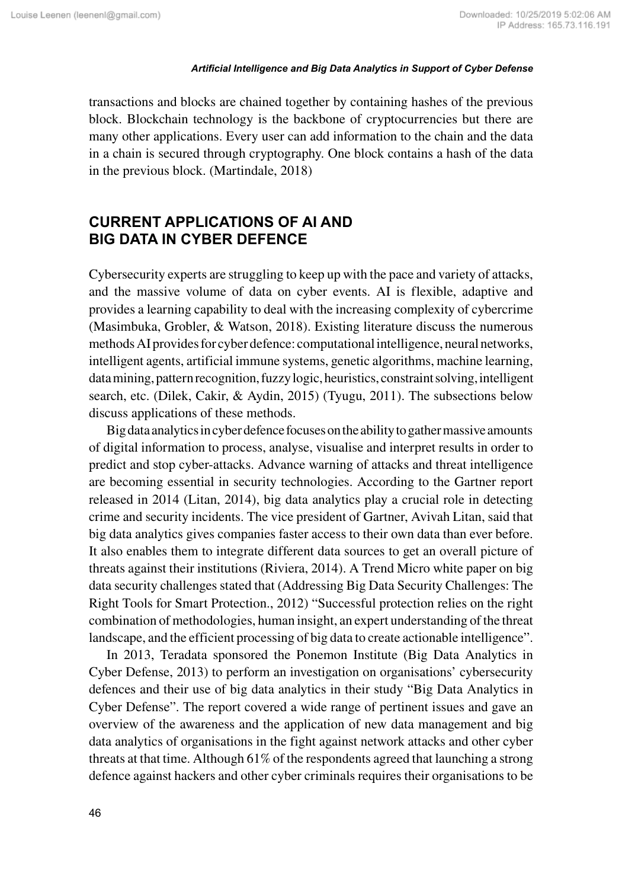transactions and blocks are chained together by containing hashes of the previous block. Blockchain technology is the backbone of cryptocurrencies but there are many other applications. Every user can add information to the chain and the data in a chain is secured through cryptography. One block contains a hash of the data in the previous block. (Martindale, 2018)

## CURRENT APPLICATIONS OF AI AND BIG DATA IN CYBER DEFENCE

Cybersecurity experts are struggling to keep up with the pace and variety of attacks, and the massive volume of data on cyber events. AI is flexible, adaptive and provides a learning capability to deal with the increasing complexity of cybercrime (Masimbuka, Grobler, & Watson, 2018). Existing literature discuss the numerous methods AI provides for cyber defence: computational intelligence, neural networks, intelligent agents, artificial immune systems, genetic algorithms, machine learning, data mining, pattern recognition, fuzzy logic, heuristics, constraint solving, intelligent search, etc. (Dilek, Cakir, & Aydin, 2015) (Tyugu, 2011). The subsections below discuss applications of these methods.

Big data analytics in cyber defence focuses on the ability to gather massive amounts of digital information to process, analyse, visualise and interpret results in order to predict and stop cyber-attacks. Advance warning of attacks and threat intelligence are becoming essential in security technologies. According to the Gartner report released in 2014 (Litan, 2014), big data analytics play a crucial role in detecting crime and security incidents. The vice president of Gartner, Avivah Litan, said that big data analytics gives companies faster access to their own data than ever before. It also enables them to integrate different data sources to get an overall picture of threats against their institutions (Riviera, 2014). A Trend Micro white paper on big data security challenges stated that (Addressing Big Data Security Challenges: The Right Tools for Smart Protection., 2012) "Successful protection relies on the right combination of methodologies, human insight, an expert understanding of the threat landscape, and the efficient processing of big data to create actionable intelligence".

In 2013, Teradata sponsored the Ponemon Institute (Big Data Analytics in Cyber Defense, 2013) to perform an investigation on organisations' cybersecurity defences and their use of big data analytics in their study "Big Data Analytics in Cyber Defense". The report covered a wide range of pertinent issues and gave an overview of the awareness and the application of new data management and big data analytics of organisations in the fight against network attacks and other cyber threats at that time. Although 61% of the respondents agreed that launching a strong defence against hackers and other cyber criminals requires their organisations to be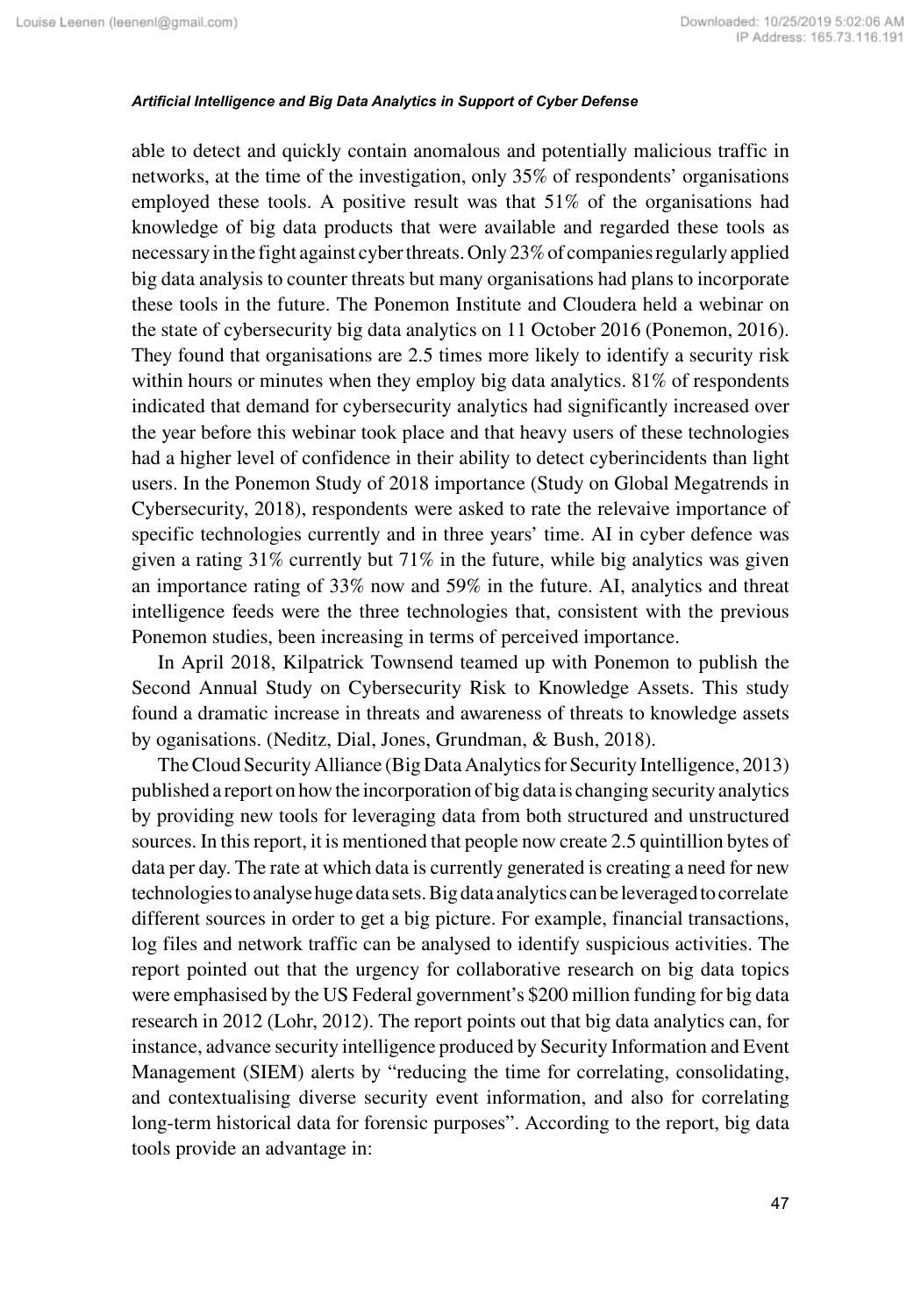able to detect and quickly contain anomalous and potentially malicious traffic in networks, at the time of the investigation, only 35% of respondents' organisations employed these tools. A positive result was that 51% of the organisations had knowledge of big data products that were available and regarded these tools as necessary in the fight against cyber threats. Only 23% of companies regularly applied big data analysis to counter threats but many organisations had plans to incorporate these tools in the future. The Ponemon Institute and Cloudera held a webinar on the state of cybersecurity big data analytics on 11 October 2016 (Ponemon, 2016). They found that organisations are 2.5 times more likely to identify a security risk within hours or minutes when they employ big data analytics. 81% of respondents indicated that demand for cybersecurity analytics had significantly increased over the year before this webinar took place and that heavy users of these technologies had a higher level of confidence in their ability to detect cyberincidents than light users. In the Ponemon Study of 2018 importance (Study on Global Megatrends in Cybersecurity, 2018), respondents were asked to rate the relevaive importance of specific technologies currently and in three years' time. AI in cyber defence was given a rating 31% currently but 71% in the future, while big analytics was given an importance rating of 33% now and 59% in the future. AI, analytics and threat intelligence feeds were the three technologies that, consistent with the previous Ponemon studies, been increasing in terms of perceived importance.

In April 2018, Kilpatrick Townsend teamed up with Ponemon to publish the Second Annual Study on Cybersecurity Risk to Knowledge Assets. This study found a dramatic increase in threats and awareness of threats to knowledge assets by oganisations. (Neditz, Dial, Jones, Grundman, & Bush, 2018).

The Cloud Security Alliance (Big Data Analytics for Security Intelligence, 2013) published a report on how the incorporation of big data is changing security analytics by providing new tools for leveraging data from both structured and unstructured sources. In this report, it is mentioned that people now create 2.5 quintillion bytes of data per day. The rate at which data is currently generated is creating a need for new technologies to analyse huge data sets. Big data analytics can be leveraged to correlate different sources in order to get a big picture. For example, financial transactions, log files and network traffic can be analysed to identify suspicious activities. The report pointed out that the urgency for collaborative research on big data topics were emphasised by the US Federal government's $200 million funding for big data research in 2012 (Lohr, 2012). The report points out that big data analytics can, for instance, advance security intelligence produced by Security Information and Event Management (SIEM) alerts by "reducing the time for correlating, consolidating, and contextualising diverse security event information, and also for correlating long-term historical data for forensic purposes". According to the report, big data tools provide an advantage in: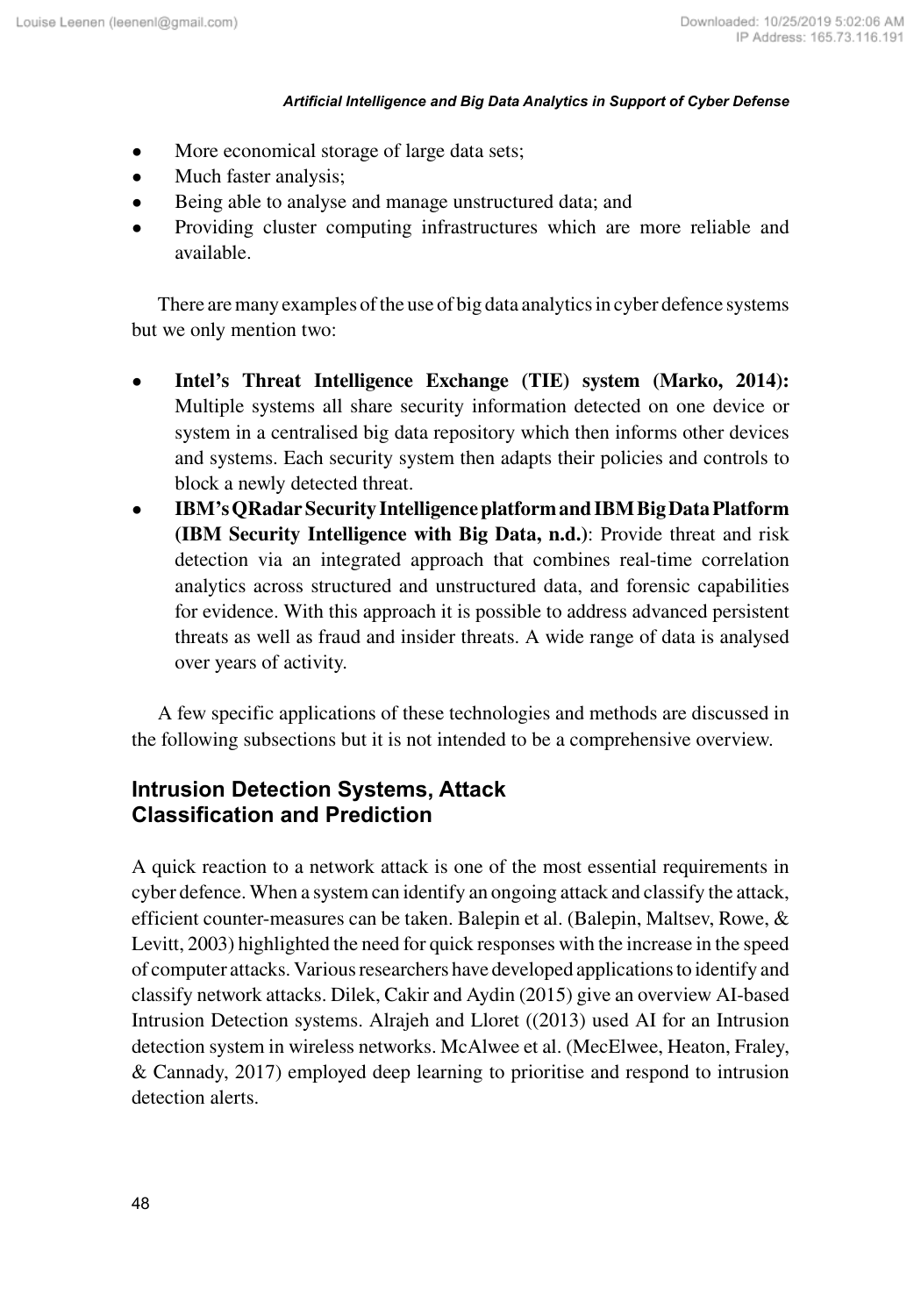- More economical storage of large data sets;
- Much faster analysis;
- Being able to analyse and manage unstructured data; and
- Providing cluster computing infrastructures which are more reliable and available.

There are many examples of the use of big data analytics in cyber defence systems but we only mention two:

- **Intel's Threat Intelligence Exchange (TIE) system (Marko, 2014):** Multiple systems all share security information detected on one device or system in a centralised big data repository which then informs other devices and systems. Each security system then adapts their policies and controls to block a newly detected threat.
- **IBM's QRadar Security Intelligence platform and IBM Big Data Platform (IBM Security Intelligence with Big Data, n.d.)**: Provide threat and risk detection via an integrated approach that combines real-time correlation analytics across structured and unstructured data, and forensic capabilities for evidence. With this approach it is possible to address advanced persistent threats as well as fraud and insider threats. A wide range of data is analysed over years of activity.

A few specific applications of these technologies and methods are discussed in the following subsections but it is not intended to be a comprehensive overview.

## Intrusion Detection Systems, Attack Classification and Prediction

A quick reaction to a network attack is one of the most essential requirements in cyber defence. When a system can identify an ongoing attack and classify the attack, efficient counter-measures can be taken. Balepin et al. (Balepin, Maltsev, Rowe, & Levitt, 2003) highlighted the need for quick responses with the increase in the speed of computer attacks. Various researchers have developed applications to identify and classify network attacks. Dilek, Cakir and Aydin (2015) give an overview AI-based Intrusion Detection systems. Alrajeh and Lloret ((2013) used AI for an Intrusion detection system in wireless networks. McAlwee et al. (MecElwee, Heaton, Fraley, & Cannady, 2017) employed deep learning to prioritise and respond to intrusion detection alerts.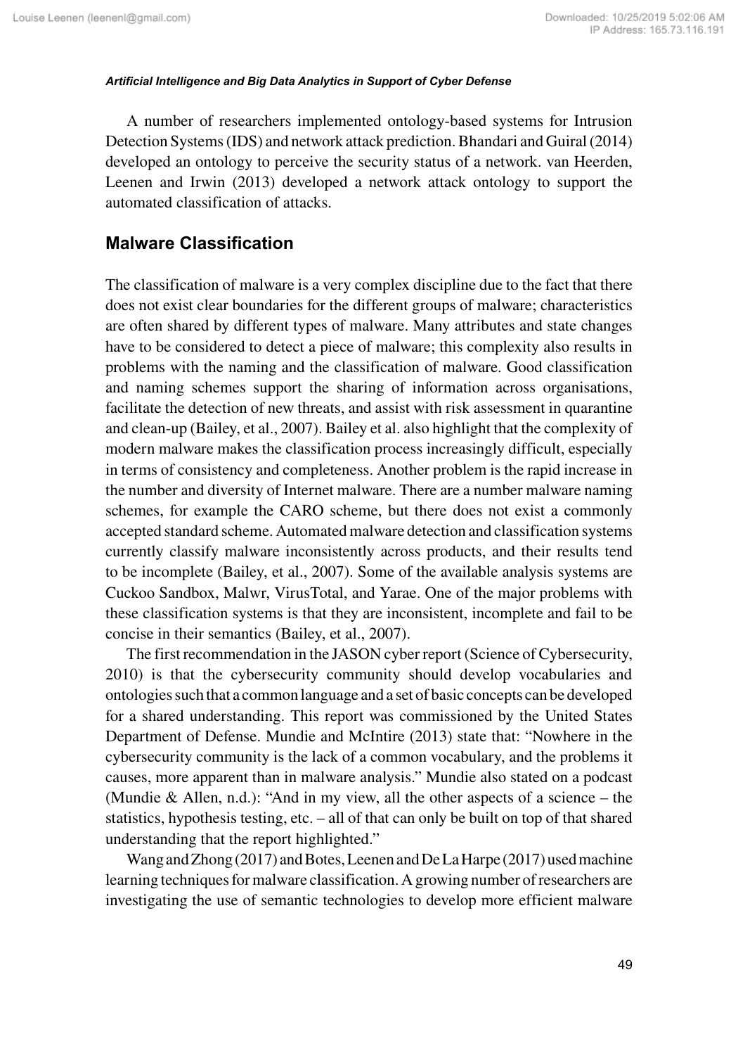A number of researchers implemented ontology-based systems for Intrusion Detection Systems (IDS) and network attack prediction. Bhandari and Guiral (2014) developed an ontology to perceive the security status of a network. van Heerden, Leenen and Irwin (2013) developed a network attack ontology to support the automated classification of attacks.

## Malware Classification

The classification of malware is a very complex discipline due to the fact that there does not exist clear boundaries for the different groups of malware; characteristics are often shared by different types of malware. Many attributes and state changes have to be considered to detect a piece of malware; this complexity also results in problems with the naming and the classification of malware. Good classification and naming schemes support the sharing of information across organisations, facilitate the detection of new threats, and assist with risk assessment in quarantine and clean-up (Bailey, et al., 2007). Bailey et al. also highlight that the complexity of modern malware makes the classification process increasingly difficult, especially in terms of consistency and completeness. Another problem is the rapid increase in the number and diversity of Internet malware. There are a number malware naming schemes, for example the CARO scheme, but there does not exist a commonly accepted standard scheme. Automated malware detection and classification systems currently classify malware inconsistently across products, and their results tend to be incomplete (Bailey, et al., 2007). Some of the available analysis systems are Cuckoo Sandbox, Malwr, VirusTotal, and Yarae. One of the major problems with these classification systems is that they are inconsistent, incomplete and fail to be concise in their semantics (Bailey, et al., 2007).

The first recommendation in the JASON cyber report (Science of Cybersecurity, 2010) is that the cybersecurity community should develop vocabularies and ontologies such that a common language and a set of basic concepts can be developed for a shared understanding. This report was commissioned by the United States Department of Defense. Mundie and McIntire (2013) state that: "Nowhere in the cybersecurity community is the lack of a common vocabulary, and the problems it causes, more apparent than in malware analysis." Mundie also stated on a podcast (Mundie & Allen, n.d.): "And in my view, all the other aspects of a science – the statistics, hypothesis testing, etc. – all of that can only be built on top of that shared understanding that the report highlighted."

Wang and Zhong (2017) and Botes, Leenen and De La Harpe (2017) used machine learning techniques for malware classification. A growing number of researchers are investigating the use of semantic technologies to develop more efficient malware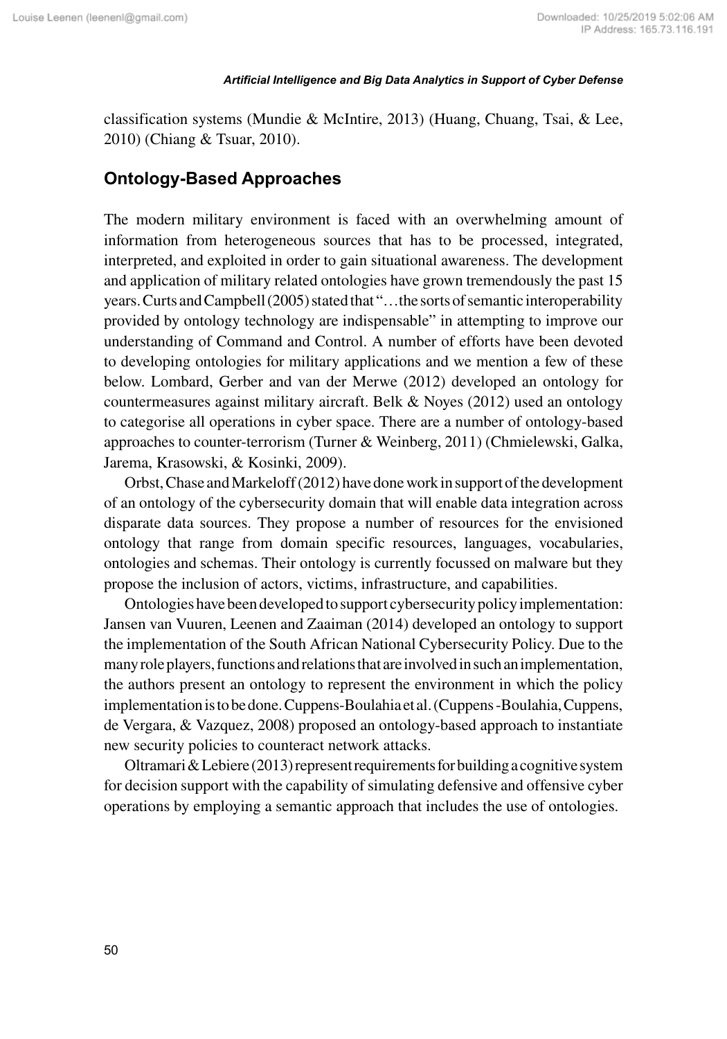classification systems (Mundie & McIntire, 2013) (Huang, Chuang, Tsai, & Lee, 2010) (Chiang & Tsuar, 2010).

## Ontology-Based Approaches

The modern military environment is faced with an overwhelming amount of information from heterogeneous sources that has to be processed, integrated, interpreted, and exploited in order to gain situational awareness. The development and application of military related ontologies have grown tremendously the past 15 years. Curts and Campbell (2005) stated that "…the sorts of semantic interoperability provided by ontology technology are indispensable" in attempting to improve our understanding of Command and Control. A number of efforts have been devoted to developing ontologies for military applications and we mention a few of these below. Lombard, Gerber and van der Merwe (2012) developed an ontology for countermeasures against military aircraft. Belk & Noyes (2012) used an ontology to categorise all operations in cyber space. There are a number of ontology-based approaches to counter-terrorism (Turner & Weinberg, 2011) (Chmielewski, Galka, Jarema, Krasowski, & Kosinki, 2009).

Orbst, Chase and Markeloff (2012) have done work in support of the development of an ontology of the cybersecurity domain that will enable data integration across disparate data sources. They propose a number of resources for the envisioned ontology that range from domain specific resources, languages, vocabularies, ontologies and schemas. Their ontology is currently focussed on malware but they propose the inclusion of actors, victims, infrastructure, and capabilities.

Ontologies have been developed to support cybersecurity policy implementation: Jansen van Vuuren, Leenen and Zaaiman (2014) developed an ontology to support the implementation of the South African National Cybersecurity Policy. Due to the many role players, functions and relations that are involved in such an implementation, the authors present an ontology to represent the environment in which the policy implementation is to be done. Cuppens-Boulahia et al. (Cuppens-Boulahia, Cuppens, de Vergara, & Vazquez, 2008) proposed an ontology-based approach to instantiate new security policies to counteract network attacks.

Oltramari & Lebiere (2013) represent requirements for building a cognitive system for decision support with the capability of simulating defensive and offensive cyber operations by employing a semantic approach that includes the use of ontologies.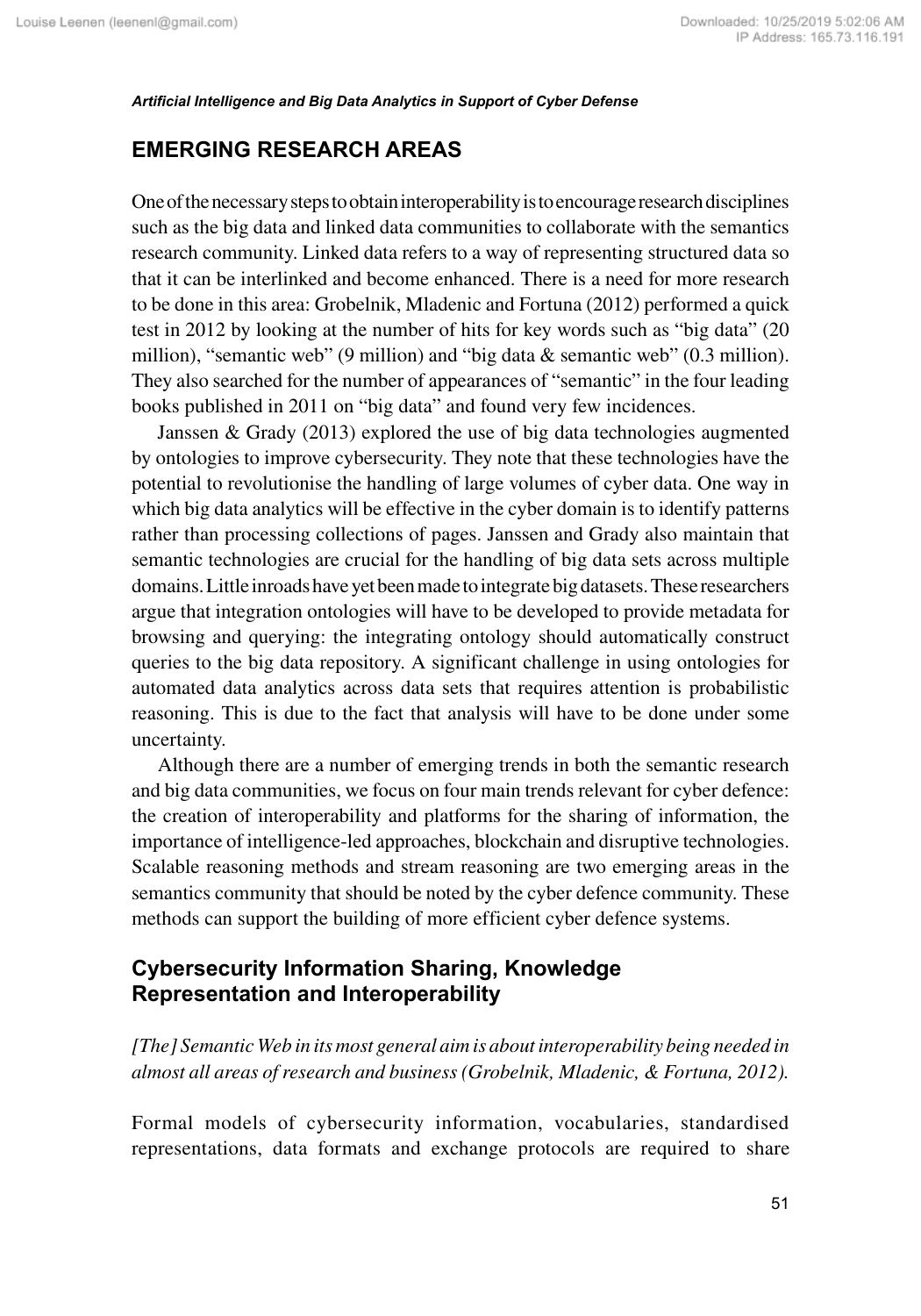## EMERGING RESEARCH AREAS

One of the necessary steps to obtain interoperability is to encourage research disciplines such as the big data and linked data communities to collaborate with the semantics research community. Linked data refers to a way of representing structured data so that it can be interlinked and become enhanced. There is a need for more research to be done in this area: Grobelnik, Mladenic and Fortuna (2012) performed a quick test in 2012 by looking at the number of hits for key words such as "big data" (20 million), "semantic web" (9 million) and "big data & semantic web" (0.3 million). They also searched for the number of appearances of "semantic" in the four leading books published in 2011 on "big data" and found very few incidences.

Janssen & Grady (2013) explored the use of big data technologies augmented by ontologies to improve cybersecurity. They note that these technologies have the potential to revolutionise the handling of large volumes of cyber data. One way in which big data analytics will be effective in the cyber domain is to identify patterns rather than processing collections of pages. Janssen and Grady also maintain that semantic technologies are crucial for the handling of big data sets across multiple domains. Little inroads have yet been made to integrate big datasets. These researchers argue that integration ontologies will have to be developed to provide metadata for browsing and querying: the integrating ontology should automatically construct queries to the big data repository. A significant challenge in using ontologies for automated data analytics across data sets that requires attention is probabilistic reasoning. This is due to the fact that analysis will have to be done under some uncertainty.

Although there are a number of emerging trends in both the semantic research and big data communities, we focus on four main trends relevant for cyber defence: the creation of interoperability and platforms for the sharing of information, the importance of intelligence-led approaches, blockchain and disruptive technologies. Scalable reasoning methods and stream reasoning are two emerging areas in the semantics community that should be noted by the cyber defence community. These methods can support the building of more efficient cyber defence systems.

### Cybersecurity Information Sharing, Knowledge Representation and Interoperability

*[The] Semantic Web in its most general aim is about interoperability being needed in almost all areas of research and business (Grobelnik, Mladenic, & Fortuna, 2012).*

Formal models of cybersecurity information, vocabularies, standardised representations, data formats and exchange protocols are required to share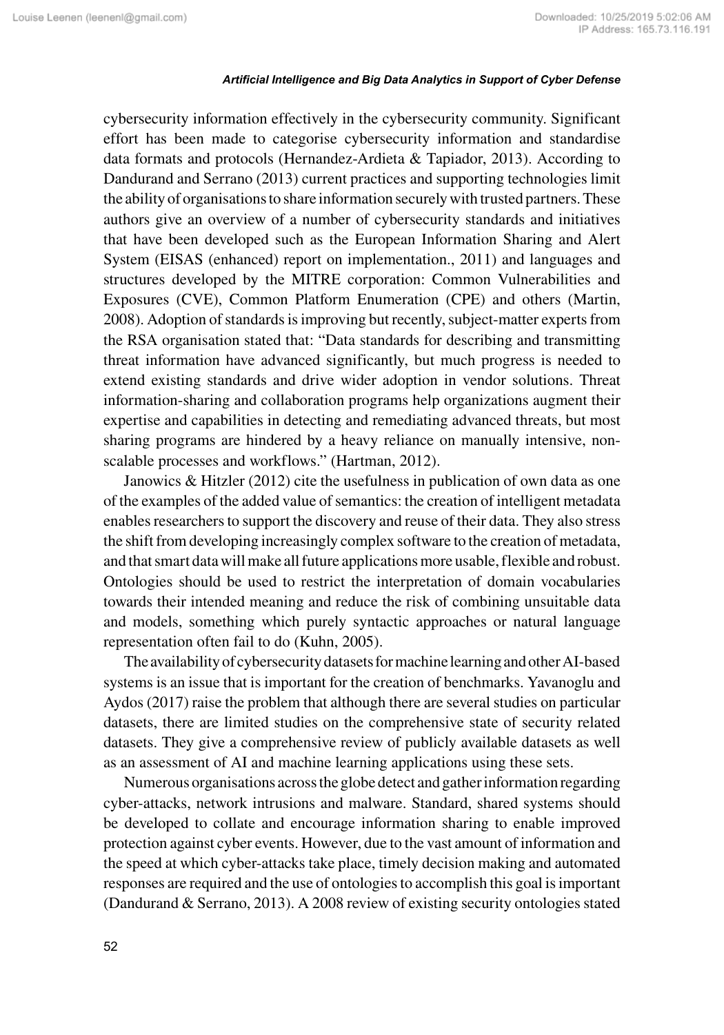cybersecurity information effectively in the cybersecurity community. Significant effort has been made to categorise cybersecurity information and standardise data formats and protocols (Hernandez-Ardieta & Tapiador, 2013). According to Dandurand and Serrano (2013) current practices and supporting technologies limit the ability of organisations to share information securely with trusted partners. These authors give an overview of a number of cybersecurity standards and initiatives that have been developed such as the European Information Sharing and Alert System (EISAS (enhanced) report on implementation., 2011) and languages and structures developed by the MITRE corporation: Common Vulnerabilities and Exposures (CVE), Common Platform Enumeration (CPE) and others (Martin, 2008). Adoption of standards is improving but recently, subject-matter experts from the RSA organisation stated that: "Data standards for describing and transmitting threat information have advanced significantly, but much progress is needed to extend existing standards and drive wider adoption in vendor solutions. Threat information-sharing and collaboration programs help organizations augment their expertise and capabilities in detecting and remediating advanced threats, but most sharing programs are hindered by a heavy reliance on manually intensive, non-scalable processes and workflows." (Hartman, 2012).

Janowics & Hitzler (2012) cite the usefulness in publication of own data as one of the examples of the added value of semantics: the creation of intelligent metadata enables researchers to support the discovery and reuse of their data. They also stress the shift from developing increasingly complex software to the creation of metadata, and that smart data will make all future applications more usable, flexible and robust. Ontologies should be used to restrict the interpretation of domain vocabularies towards their intended meaning and reduce the risk of combining unsuitable data and models, something which purely syntactic approaches or natural language representation often fail to do (Kuhn, 2005).

The availability of cybersecurity datasets for machine learning and other AI-based systems is an issue that is important for the creation of benchmarks. Yavanoglu and Aydos (2017) raise the problem that although there are several studies on particular datasets, there are limited studies on the comprehensive state of security related datasets. They give a comprehensive review of publicly available datasets as well as an assessment of AI and machine learning applications using these sets.

Numerous organisations across the globe detect and gather information regarding cyber-attacks, network intrusions and malware. Standard, shared systems should be developed to collate and encourage information sharing to enable improved protection against cyber events. However, due to the vast amount of information and the speed at which cyber-attacks take place, timely decision making and automated responses are required and the use of ontologies to accomplish this goal is important (Dandurand & Serrano, 2013). A 2008 review of existing security ontologies stated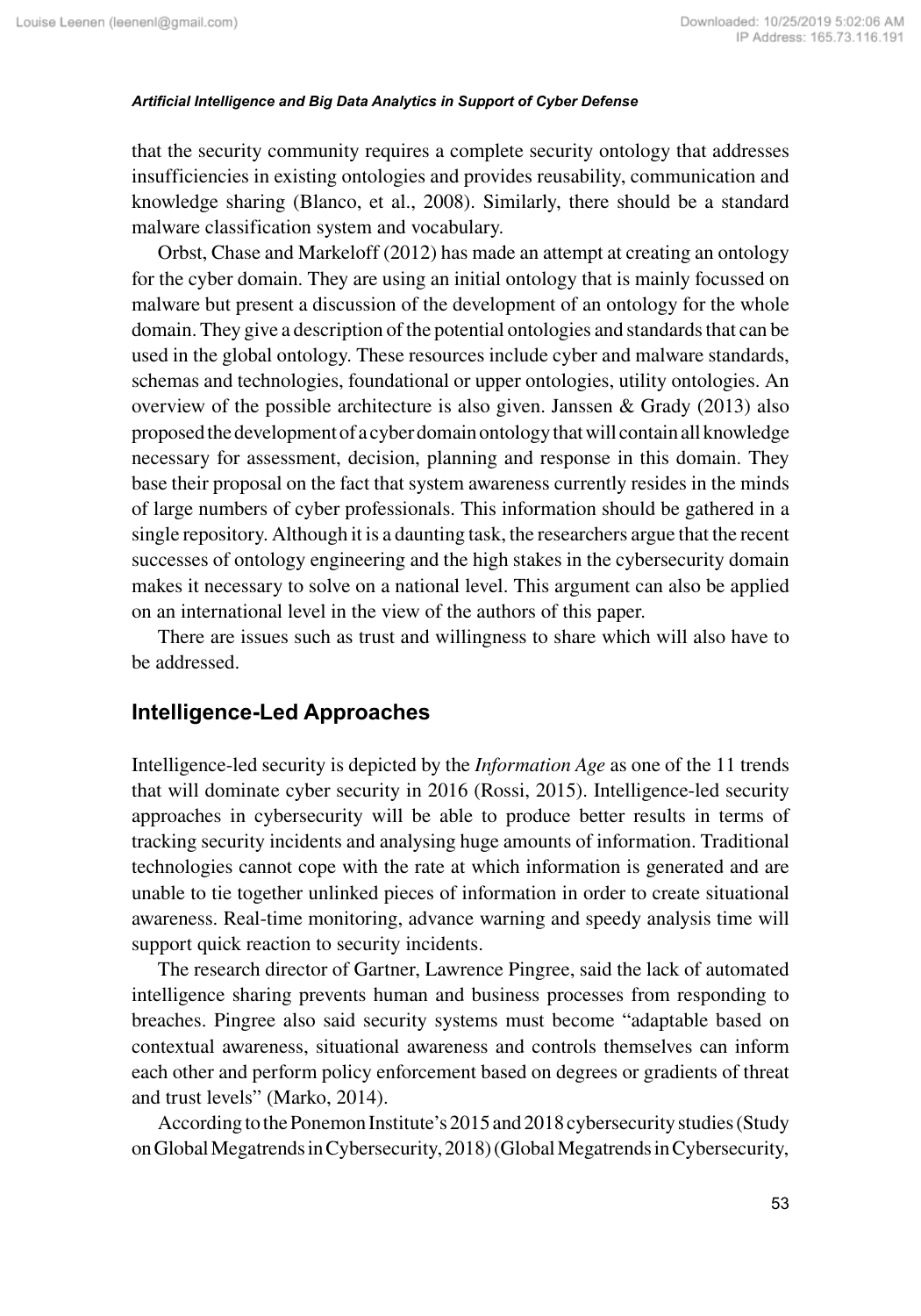that the security community requires a complete security ontology that addresses insufficiencies in existing ontologies and provides reusability, communication and knowledge sharing (Blanco, et al., 2008). Similarly, there should be a standard malware classification system and vocabulary.

Orbst, Chase and Markeloff (2012) has made an attempt at creating an ontology for the cyber domain. They are using an initial ontology that is mainly focussed on malware but present a discussion of the development of an ontology for the whole domain. They give a description of the potential ontologies and standards that can be used in the global ontology. These resources include cyber and malware standards, schemas and technologies, foundational or upper ontologies, utility ontologies. An overview of the possible architecture is also given. Janssen & Grady (2013) also proposed the development of a cyber domain ontology that will contain all knowledge necessary for assessment, decision, planning and response in this domain. They base their proposal on the fact that system awareness currently resides in the minds of large numbers of cyber professionals. This information should be gathered in a single repository. Although it is a daunting task, the researchers argue that the recent successes of ontology engineering and the high stakes in the cybersecurity domain makes it necessary to solve on a national level. This argument can also be applied on an international level in the view of the authors of this paper.

There are issues such as trust and willingness to share which will also have to be addressed.

## Intelligence-Led Approaches

Intelligence-led security is depicted by the *Information Age* as one of the 11 trends that will dominate cyber security in 2016 (Rossi, 2015). Intelligence-led security approaches in cybersecurity will be able to produce better results in terms of tracking security incidents and analysing huge amounts of information. Traditional technologies cannot cope with the rate at which information is generated and are unable to tie together unlinked pieces of information in order to create situational awareness. Real-time monitoring, advance warning and speedy analysis time will support quick reaction to security incidents.

The research director of Gartner, Lawrence Pingree, said the lack of automated intelligence sharing prevents human and business processes from responding to breaches. Pingree also said security systems must become "adaptable based on contextual awareness, situational awareness and controls themselves can inform each other and perform policy enforcement based on degrees or gradients of threat and trust levels" (Marko, 2014).

According to the Ponemon Institute's 2015 and 2018 cybersecurity studies (Study on Global Megatrends in Cybersecurity, 2018) (Global Megatrends in Cybersecurity,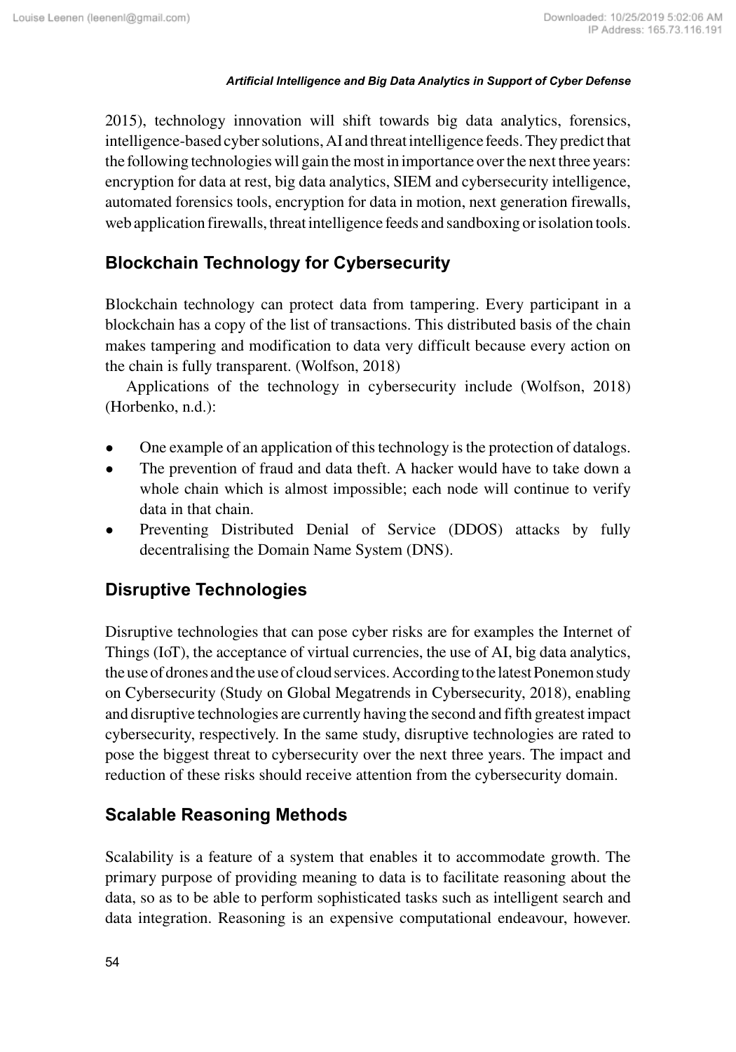2015), technology innovation will shift towards big data analytics, forensics, intelligence-based cyber solutions, AI and threat intelligence feeds. They predict that the following technologies will gain the most in importance over the next three years: encryption for data at rest, big data analytics, SIEM and cybersecurity intelligence, automated forensics tools, encryption for data in motion, next generation firewalls, web application firewalls, threat intelligence feeds and sandboxing or isolation tools.

## Blockchain Technology for Cybersecurity

Blockchain technology can protect data from tampering. Every participant in a blockchain has a copy of the list of transactions. This distributed basis of the chain makes tampering and modification to data very difficult because every action on the chain is fully transparent. (Wolfson, 2018)

Applications of the technology in cybersecurity include (Wolfson, 2018) (Horbenko, n.d.):

- One example of an application of this technology is the protection of datalogs.
- The prevention of fraud and data theft. A hacker would have to take down a whole chain which is almost impossible; each node will continue to verify data in that chain.
- Preventing Distributed Denial of Service (DDOS) attacks by fully decentralising the Domain Name System (DNS).

## Disruptive Technologies

Disruptive technologies that can pose cyber risks are for examples the Internet of Things (IoT), the acceptance of virtual currencies, the use of AI, big data analytics, the use of drones and the use of cloud services. According to the latest Ponemon study on Cybersecurity (Study on Global Megatrends in Cybersecurity, 2018), enabling and disruptive technologies are currently having the second and fifth greatest impact cybersecurity, respectively. In the same study, disruptive technologies are rated to pose the biggest threat to cybersecurity over the next three years. The impact and reduction of these risks should receive attention from the cybersecurity domain.

## Scalable Reasoning Methods

Scalability is a feature of a system that enables it to accommodate growth. The primary purpose of providing meaning to data is to facilitate reasoning about the data, so as to be able to perform sophisticated tasks such as intelligent search and data integration. Reasoning is an expensive computational endeavour, however.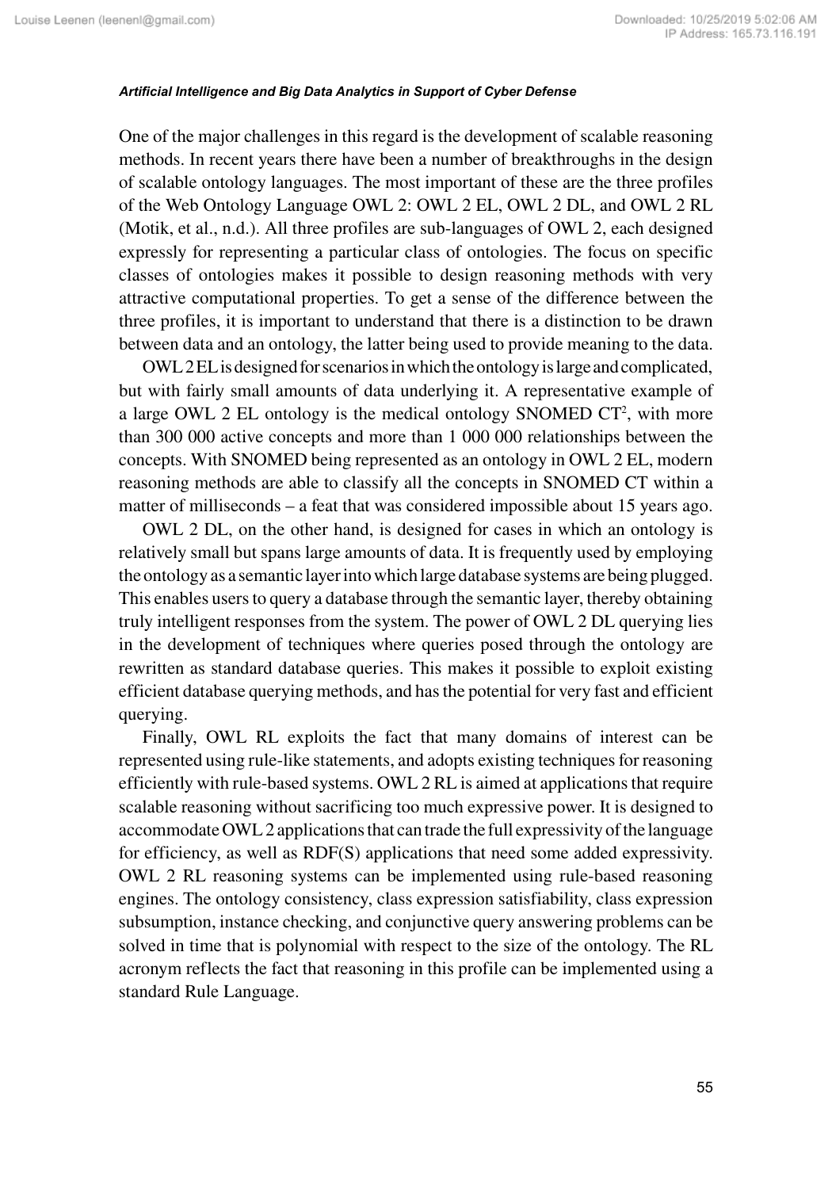One of the major challenges in this regard is the development of scalable reasoning methods. In recent years there have been a number of breakthroughs in the design of scalable ontology languages. The most important of these are the three profiles of the Web Ontology Language OWL 2: OWL 2 EL, OWL 2 DL, and OWL 2 RL (Motik, et al., n.d.). All three profiles are sub-languages of OWL 2, each designed expressly for representing a particular class of ontologies. The focus on specific classes of ontologies makes it possible to design reasoning methods with very attractive computational properties. To get a sense of the difference between the three profiles, it is important to understand that there is a distinction to be drawn between data and an ontology, the latter being used to provide meaning to the data.

OWL 2 EL is designed for scenarios in which the ontology is large and complicated, but with fairly small amounts of data underlying it. A representative example of a large OWL 2 EL ontology is the medical ontology SNOMED CT[2], with more than 300 000 active concepts and more than 1 000 000 relationships between the concepts. With SNOMED being represented as an ontology in OWL 2 EL, modern reasoning methods are able to classify all the concepts in SNOMED CT within a matter of milliseconds – a feat that was considered impossible about 15 years ago.

OWL 2 DL, on the other hand, is designed for cases in which an ontology is relatively small but spans large amounts of data. It is frequently used by employing the ontology as a semantic layer into which large database systems are being plugged. This enables users to query a database through the semantic layer, thereby obtaining truly intelligent responses from the system. The power of OWL 2 DL querying lies in the development of techniques where queries posed through the ontology are rewritten as standard database queries. This makes it possible to exploit existing efficient database querying methods, and has the potential for very fast and efficient querying.

Finally, OWL RL exploits the fact that many domains of interest can be represented using rule-like statements, and adopts existing techniques for reasoning efficiently with rule-based systems. OWL 2 RL is aimed at applications that require scalable reasoning without sacrificing too much expressive power. It is designed to accommodate OWL 2 applications that can trade the full expressivity of the language for efficiency, as well as RDF(S) applications that need some added expressivity. OWL 2 RL reasoning systems can be implemented using rule-based reasoning engines. The ontology consistency, class expression satisfiability, class expression subsumption, instance checking, and conjunctive query answering problems can be solved in time that is polynomial with respect to the size of the ontology. The RL acronym reflects the fact that reasoning in this profile can be implemented using a standard Rule Language.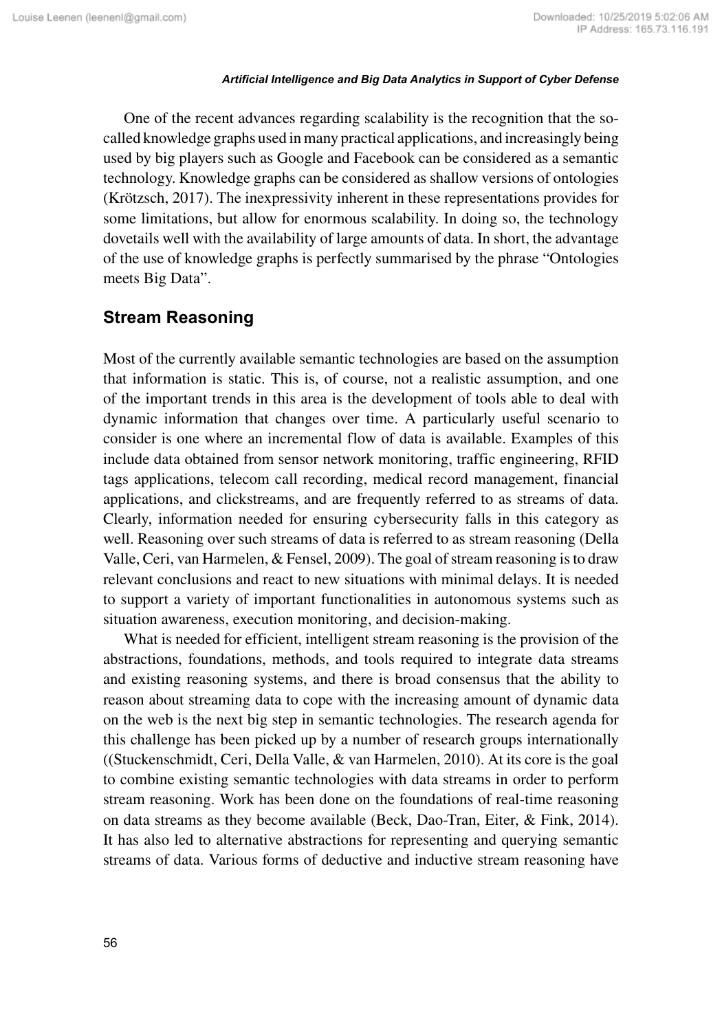One of the recent advances regarding scalability is the recognition that the so-called knowledge graphs used in many practical applications, and increasingly being used by big players such as Google and Facebook can be considered as a semantic technology. Knowledge graphs can be considered as shallow versions of ontologies (Krötzsch, 2017). The inexpressivity inherent in these representations provides for some limitations, but allow for enormous scalability. In doing so, the technology dovetails well with the availability of large amounts of data. In short, the advantage of the use of knowledge graphs is perfectly summarised by the phrase "Ontologies meets Big Data".

## Stream Reasoning

Most of the currently available semantic technologies are based on the assumption that information is static. This is, of course, not a realistic assumption, and one of the important trends in this area is the development of tools able to deal with dynamic information that changes over time. A particularly useful scenario to consider is one where an incremental flow of data is available. Examples of this include data obtained from sensor network monitoring, traffic engineering, RFID tags applications, telecom call recording, medical record management, financial applications, and clickstreams, and are frequently referred to as streams of data. Clearly, information needed for ensuring cybersecurity falls in this category as well. Reasoning over such streams of data is referred to as stream reasoning (Della Valle, Ceri, van Harmelen, & Fensel, 2009). The goal of stream reasoning is to draw relevant conclusions and react to new situations with minimal delays. It is needed to support a variety of important functionalities in autonomous systems such as situation awareness, execution monitoring, and decision-making.

What is needed for efficient, intelligent stream reasoning is the provision of the abstractions, foundations, methods, and tools required to integrate data streams and existing reasoning systems, and there is broad consensus that the ability to reason about streaming data to cope with the increasing amount of dynamic data on the web is the next big step in semantic technologies. The research agenda for this challenge has been picked up by a number of research groups internationally ((Stuckenschmidt, Ceri, Della Valle, & van Harmelen, 2010). At its core is the goal to combine existing semantic technologies with data streams in order to perform stream reasoning. Work has been done on the foundations of real-time reasoning on data streams as they become available (Beck, Dao-Tran, Eiter, & Fink, 2014). It has also led to alternative abstractions for representing and querying semantic streams of data. Various forms of deductive and inductive stream reasoning have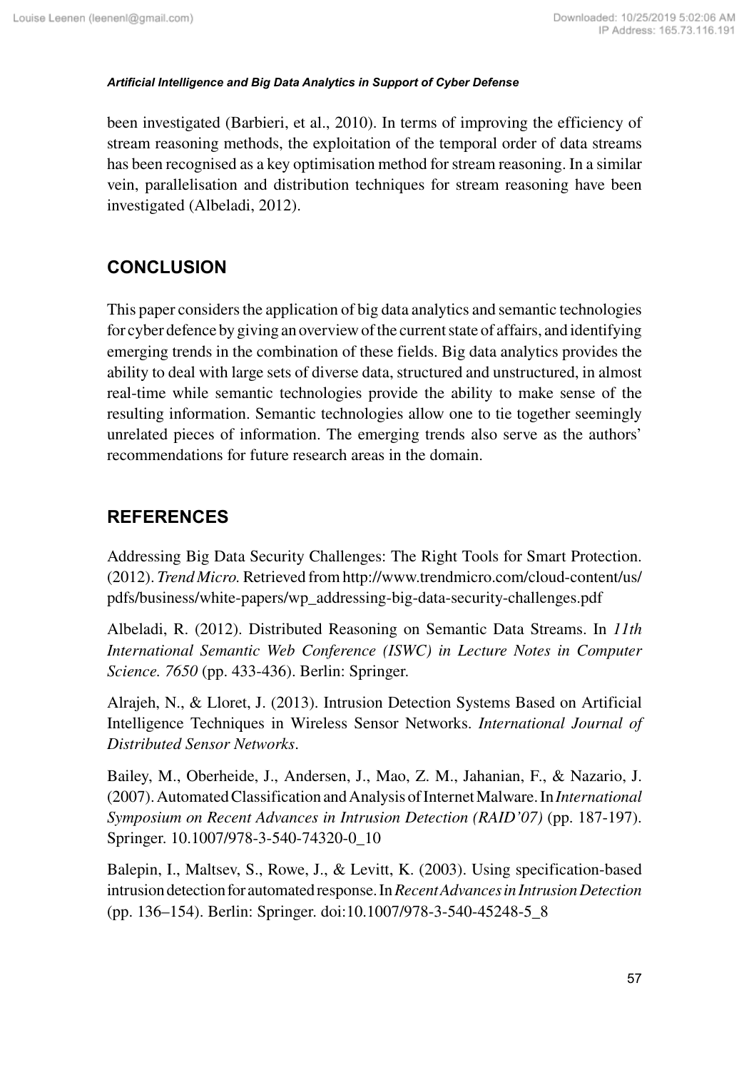been investigated (Barbieri, et al., 2010). In terms of improving the efficiency of stream reasoning methods, the exploitation of the temporal order of data streams has been recognised as a key optimisation method for stream reasoning. In a similar vein, parallelisation and distribution techniques for stream reasoning have been investigated (Albeladi, 2012).

## CONCLUSION

This paper considers the application of big data analytics and semantic technologies for cyber defence by giving an overview of the current state of affairs, and identifying emerging trends in the combination of these fields. Big data analytics provides the ability to deal with large sets of diverse data, structured and unstructured, in almost real-time while semantic technologies provide the ability to make sense of the resulting information. Semantic technologies allow one to tie together seemingly unrelated pieces of information. The emerging trends also serve as the authors' recommendations for future research areas in the domain.

## REFERENCES

Addressing Big Data Security Challenges: The Right Tools for Smart Protection. (2012). *Trend Micro.* Retrieved from http://www.trendmicro.com/cloud-content/us/pdfs/business/white-papers/wp_addressing-big-data-security-challenges.pdf

Albeladi, R. (2012). Distributed Reasoning on Semantic Data Streams. In *11th International Semantic Web Conference (ISWC) in Lecture Notes in Computer Science. 7650* (pp. 433-436). Berlin: Springer.

Alrajeh, N., & Lloret, J. (2013). Intrusion Detection Systems Based on Artificial Intelligence Techniques in Wireless Sensor Networks. *International Journal of Distributed Sensor Networks*.

Bailey, M., Oberheide, J., Andersen, J., Mao, Z. M., Jahanian, F., & Nazario, J. (2007). Automated Classification and Analysis of Internet Malware. In *International Symposium on Recent Advances in Intrusion Detection (RAID'07)* (pp. 187-197). Springer. 10.1007/978-3-540-74320-0_10

Balepin, I., Maltsev, S., Rowe, J., & Levitt, K. (2003). Using specification-based intrusion detection for automated response. In *Recent Advances in Intrusion Detection* (pp. 136–154). Berlin: Springer. doi:10.1007/978-3-540-45248-5_8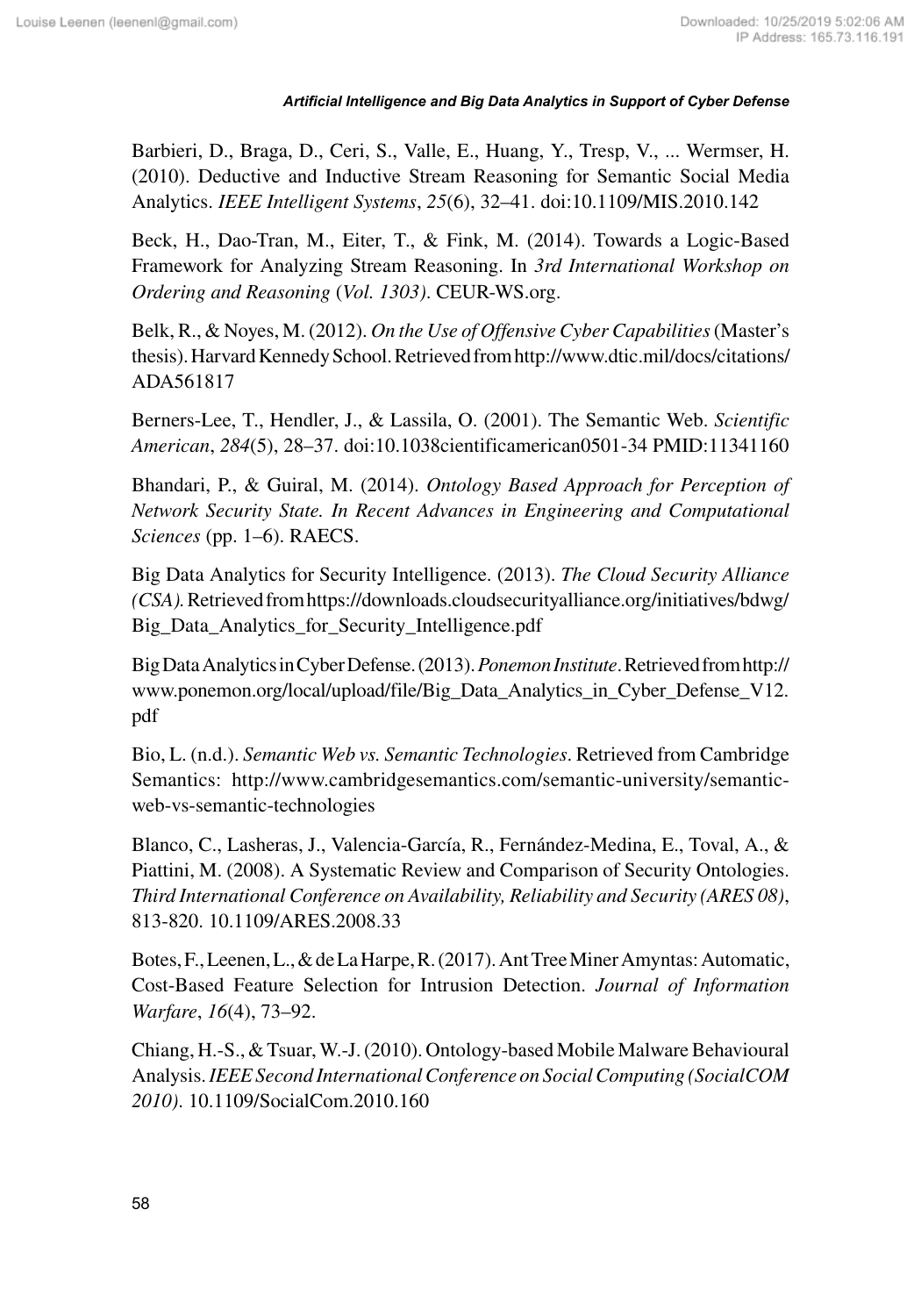Barbieri, D., Braga, D., Ceri, S., Valle, E., Huang, Y., Tresp, V., ... Wermser, H. (2010). Deductive and Inductive Stream Reasoning for Semantic Social Media Analytics. *IEEE Intelligent Systems*, *25*(6), 32–41. doi:10.1109/MIS.2010.142

Beck, H., Dao-Tran, M., Eiter, T., & Fink, M. (2014). Towards a Logic-Based Framework for Analyzing Stream Reasoning. In *3rd International Workshop on Ordering and Reasoning* (*Vol. 1303)*. CEUR-WS.org.

Belk, R., & Noyes, M. (2012). *On the Use of Offensive Cyber Capabilities* (Master's thesis). Harvard Kennedy School. Retrieved from http://www.dtic.mil/docs/citations/ADA561817

Berners-Lee, T., Hendler, J., & Lassila, O. (2001). The Semantic Web. *Scientific American*, *284*(5), 28–37. doi:10.1038cientificamerican0501-34 PMID:11341160

Bhandari, P., & Guiral, M. (2014). *Ontology Based Approach for Perception of Network Security State. In Recent Advances in Engineering and Computational Sciences* (pp. 1–6). RAECS.

Big Data Analytics for Security Intelligence. (2013). *The Cloud Security Alliance (CSA)*. Retrieved from https://downloads.cloudsecurityalliance.org/initiatives/bdwg/Big_Data_Analytics_for_Security_Intelligence.pdf

Big Data Analytics in Cyber Defense. (2013). *Ponemon Institute*. Retrieved from http://www.ponemon.org/local/upload/file/Big_Data_Analytics_in_Cyber_Defense_V12.pdf

Bio, L. (n.d.). *Semantic Web vs. Semantic Technologies*. Retrieved from Cambridge Semantics: http://www.cambridgesemantics.com/semantic-university/semantic-web-vs-semantic-technologies

Blanco, C., Lasheras, J., Valencia-García, R., Fernández-Medina, E., Toval, A., & Piattini, M. (2008). A Systematic Review and Comparison of Security Ontologies. *Third International Conference on Availability, Reliability and Security (ARES 08)*, 813-820. 10.1109/ARES.2008.33

Botes, F., Leenen, L., & de La Harpe, R. (2017). Ant Tree Miner Amyntas: Automatic, Cost-Based Feature Selection for Intrusion Detection. *Journal of Information Warfare*, *16*(4), 73–92.

Chiang, H.-S., & Tsuar, W.-J. (2010). Ontology-based Mobile Malware Behavioural Analysis. *IEEE Second International Conference on Social Computing (SocialCOM 2010)*. 10.1109/SocialCom.2010.160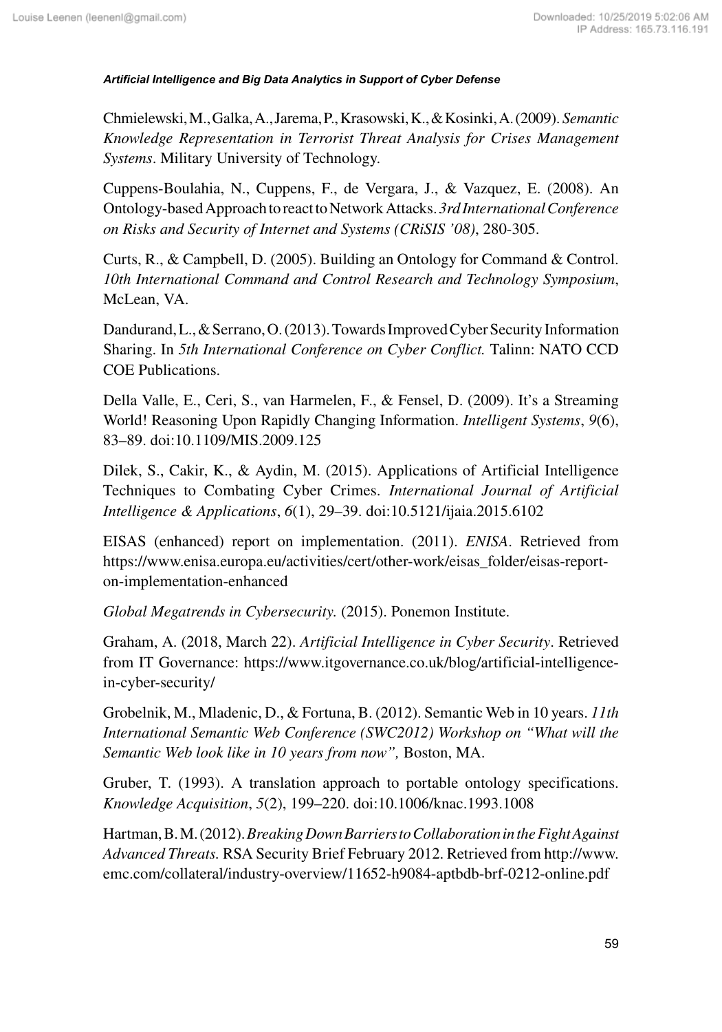Chmielewski, M., Galka, A., Jarema, P., Krasowski, K., & Kosinki, A. (2009). *Semantic Knowledge Representation in Terrorist Threat Analysis for Crises Management Systems*. Military University of Technology.

Cuppens-Boulahia, N., Cuppens, F., de Vergara, J., & Vazquez, E. (2008). An Ontology-based Approach to react to Network Attacks. *3rd International Conference on Risks and Security of Internet and Systems (CRiSIS '08)*, 280-305.

Curts, R., & Campbell, D. (2005). Building an Ontology for Command & Control. *10th International Command and Control Research and Technology Symposium*, McLean, VA.

Dandurand, L., & Serrano, O. (2013). Towards Improved Cyber Security Information Sharing. In *5th International Conference on Cyber Conflict.* Talinn: NATO CCD COE Publications.

Della Valle, E., Ceri, S., van Harmelen, F., & Fensel, D. (2009). It's a Streaming World! Reasoning Upon Rapidly Changing Information. *Intelligent Systems*, *9*(6), 83–89. doi:10.1109/MIS.2009.125

Dilek, S., Cakir, K., & Aydin, M. (2015). Applications of Artificial Intelligence Techniques to Combating Cyber Crimes. *International Journal of Artificial Intelligence & Applications*, *6*(1), 29–39. doi:10.5121/ijaia.2015.6102

EISAS (enhanced) report on implementation. (2011). *ENISA*. Retrieved from https://www.enisa.europa.eu/activities/cert/other-work/eisas_folder/eisas-report-on-implementation-enhanced

*Global Megatrends in Cybersecurity.* (2015). Ponemon Institute.

Graham, A. (2018, March 22). *Artificial Intelligence in Cyber Security*. Retrieved from IT Governance: https://www.itgovernance.co.uk/blog/artificial-intelligence-in-cyber-security/

Grobelnik, M., Mladenic, D., & Fortuna, B. (2012). Semantic Web in 10 years. *11th International Semantic Web Conference (SWC2012) Workshop on "What will the Semantic Web look like in 10 years from now",* Boston, MA.

Gruber, T. (1993). A translation approach to portable ontology specifications. *Knowledge Acquisition*, *5*(2), 199–220. doi:10.1006/knac.1993.1008

Hartman, B. M. (2012). *Breaking Down Barriers to Collaboration in the Fight Against Advanced Threats.* RSA Security Brief February 2012. Retrieved from http://www.emc.com/collateral/industry-overview/11652-h9084-aptbdb-brf-0212-online.pdf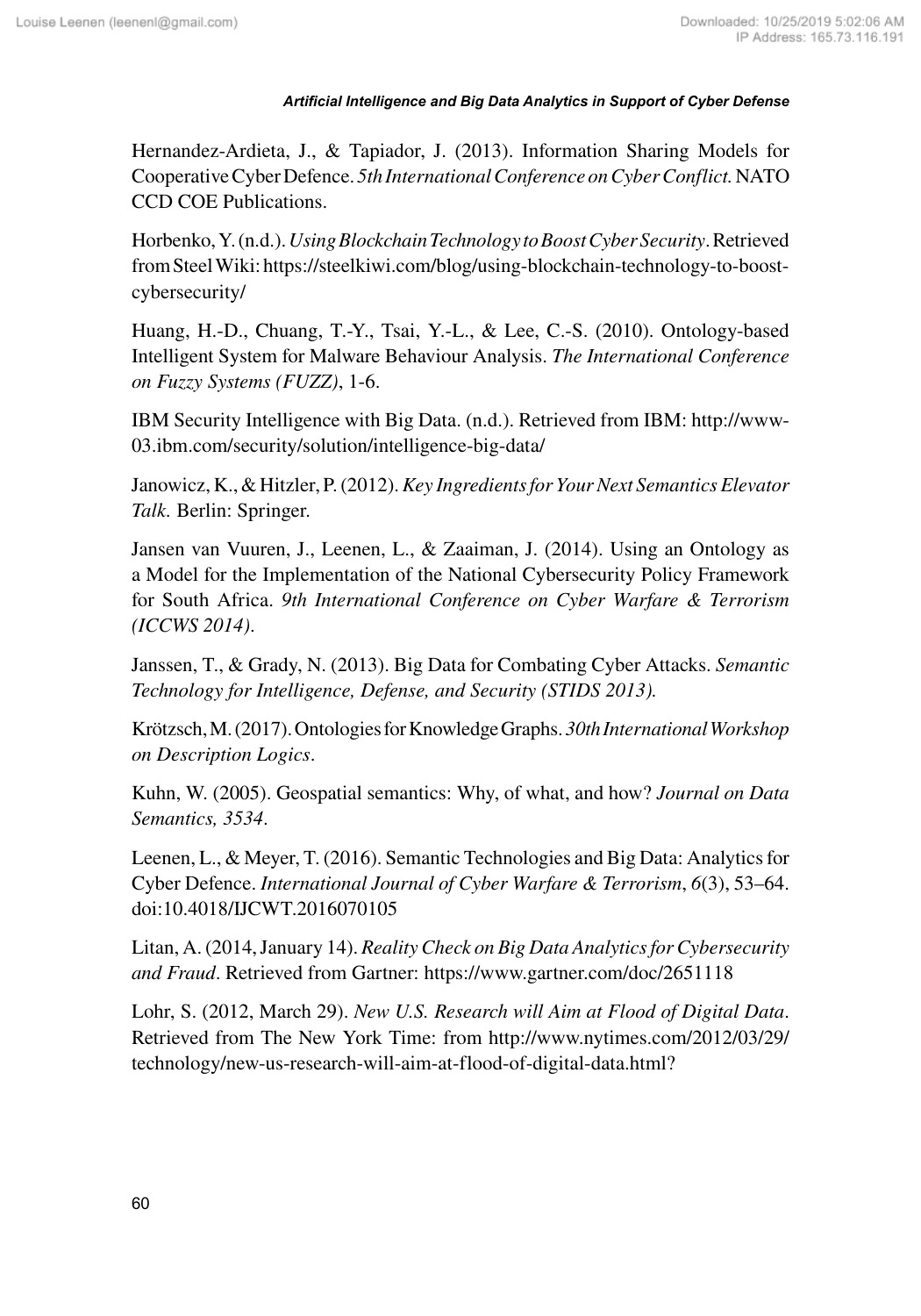Hernandez-Ardieta, J., & Tapiador, J. (2013). Information Sharing Models for Cooperative Cyber Defence. *5th International Conference on Cyber Conflict*. NATO CCD COE Publications.

Horbenko, Y. (n.d.). *Using Blockchain Technology to Boost Cyber Security*. Retrieved from Steel Wiki: https://steelkiwi.com/blog/using-blockchain-technology-to-boost-cybersecurity/

Huang, H.-D., Chuang, T.-Y., Tsai, Y.-L., & Lee, C.-S. (2010). Ontology-based Intelligent System for Malware Behaviour Analysis. *The International Conference on Fuzzy Systems (FUZZ)*, 1-6.

IBM Security Intelligence with Big Data. (n.d.). Retrieved from IBM: http://www-03.ibm.com/security/solution/intelligence-big-data/

Janowicz, K., & Hitzler, P. (2012). *Key Ingredients for Your Next Semantics Elevator Talk*. Berlin: Springer.

Jansen van Vuuren, J., Leenen, L., & Zaaiman, J. (2014). Using an Ontology as a Model for the Implementation of the National Cybersecurity Policy Framework for South Africa. *9th International Conference on Cyber Warfare & Terrorism (ICCWS 2014)*.

Janssen, T., & Grady, N. (2013). Big Data for Combating Cyber Attacks. *Semantic Technology for Intelligence, Defense, and Security (STIDS 2013)*.

Krötzsch, M. (2017). Ontologies for Knowledge Graphs. *30th International Workshop on Description Logics*.

Kuhn, W. (2005). Geospatial semantics: Why, of what, and how? *Journal on Data Semantics, 3534*.

Leenen, L., & Meyer, T. (2016). Semantic Technologies and Big Data: Analytics for Cyber Defence. *International Journal of Cyber Warfare & Terrorism*, *6*(3), 53–64. doi:10.4018/IJCWT.2016070105

Litan, A. (2014, January 14). *Reality Check on Big Data Analytics for Cybersecurity and Fraud*. Retrieved from Gartner: https://www.gartner.com/doc/2651118

Lohr, S. (2012, March 29). *New U.S. Research will Aim at Flood of Digital Data*. Retrieved from The New York Time: from http://www.nytimes.com/2012/03/29/technology/new-us-research-will-aim-at-flood-of-digital-data.html?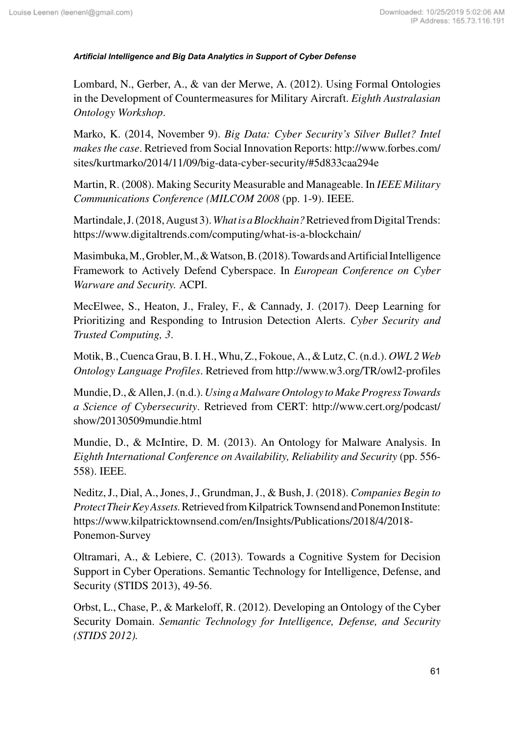Lombard, N., Gerber, A., & van der Merwe, A. (2012). Using Formal Ontologies in the Development of Countermeasures for Military Aircraft. *Eighth Australasian Ontology Workshop*.

Marko, K. (2014, November 9). *Big Data: Cyber Security's Silver Bullet? Intel makes the case*. Retrieved from Social Innovation Reports: http://www.forbes.com/sites/kurtmarko/2014/11/09/big-data-cyber-security/#5d833caa294e

Martin, R. (2008). Making Security Measurable and Manageable. In *IEEE Military Communications Conference (MILCOM 2008* (pp. 1-9). IEEE.

Martindale, J. (2018, August 3). *What is a Blockhain?* Retrieved from Digital Trends: https://www.digitaltrends.com/computing/what-is-a-blockchain/

Masimbuka, M., Grobler, M., & Watson, B. (2018). Towards and Artificial Intelligence Framework to Actively Defend Cyberspace. In *European Conference on Cyber Warware and Security.* ACPI.

MecElwee, S., Heaton, J., Fraley, F., & Cannady, J. (2017). Deep Learning for Prioritizing and Responding to Intrusion Detection Alerts. *Cyber Security and Trusted Computing, 3*.

Motik, B., Cuenca Grau, B. I. H., Whu, Z., Fokoue, A., & Lutz, C. (n.d.). *OWL 2 Web Ontology Language Profiles*. Retrieved from http://www.w3.org/TR/owl2-profiles

Mundie, D., & Allen, J. (n.d.). *Using a Malware Ontology to Make Progress Towards a Science of Cybersecurity*. Retrieved from CERT: http://www.cert.org/podcast/show/20130509mundie.html

Mundie, D., & McIntire, D. M. (2013). An Ontology for Malware Analysis. In *Eighth International Conference on Availability, Reliability and Security* (pp. 556-558). IEEE.

Neditz, J., Dial, A., Jones, J., Grundman, J., & Bush, J. (2018). *Companies Begin to Protect Their Key Assets.* Retrieved from Kilpatrick Townsend and Ponemon Institute: https://www.kilpatricktownsend.com/en/Insights/Publications/2018/4/2018-Ponemon-Survey

Oltramari, A., & Lebiere, C. (2013). Towards a Cognitive System for Decision Support in Cyber Operations. Semantic Technology for Intelligence, Defense, and Security (STIDS 2013), 49-56.

Orbst, L., Chase, P., & Markeloff, R. (2012). Developing an Ontology of the Cyber Security Domain. *Semantic Technology for Intelligence, Defense, and Security (STIDS 2012).*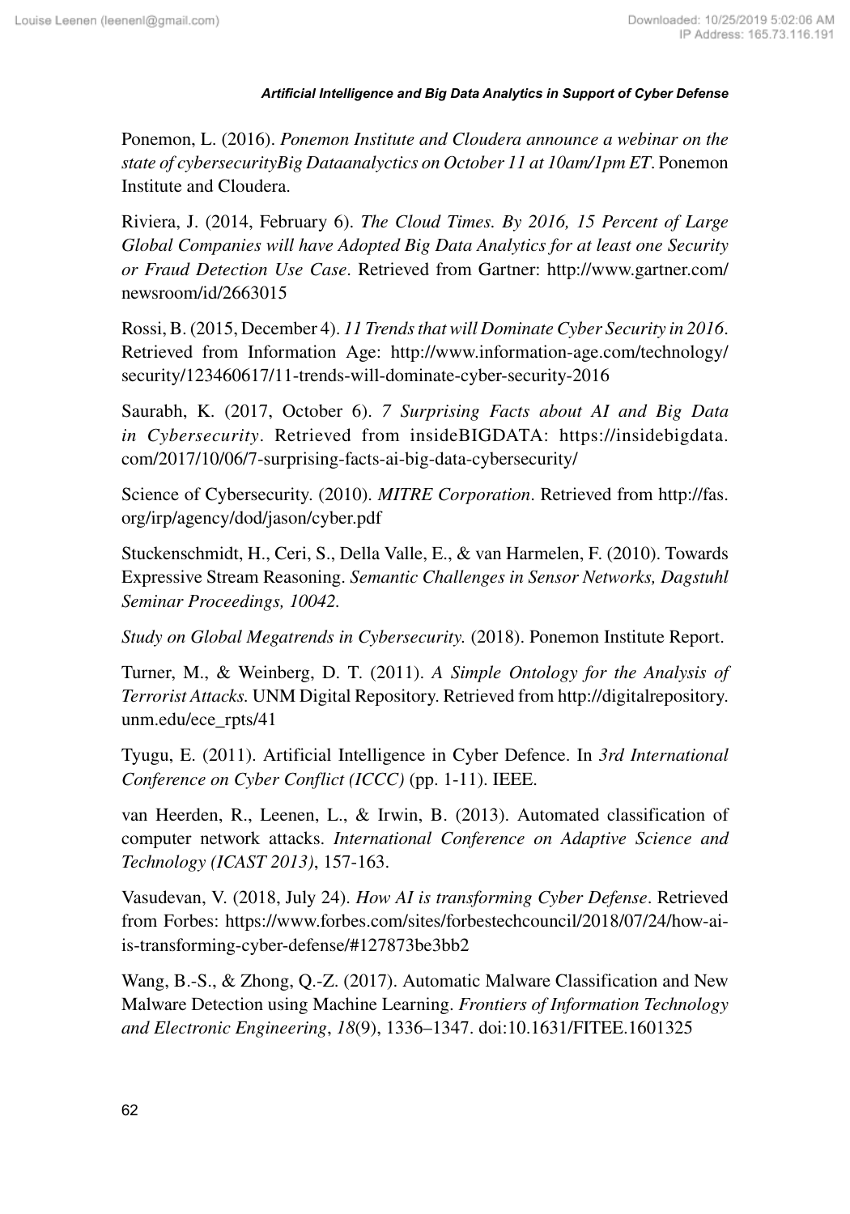Ponemon, L. (2016). *Ponemon Institute and Cloudera announce a webinar on the state of cybersecurityBig Dataanalyctics on October 11 at 10am/1pm ET*. Ponemon Institute and Cloudera.

Riviera, J. (2014, February 6). *The Cloud Times. By 2016, 15 Percent of Large Global Companies will have Adopted Big Data Analytics for at least one Security or Fraud Detection Use Case*. Retrieved from Gartner: http://www.gartner.com/newsroom/id/2663015

Rossi, B. (2015, December 4). *11 Trends that will Dominate Cyber Security in 2016*. Retrieved from Information Age: http://www.information-age.com/technology/security/123460617/11-trends-will-dominate-cyber-security-2016

Saurabh, K. (2017, October 6). *7 Surprising Facts about AI and Big Data in Cybersecurity*. Retrieved from insideBIGDATA: https://insidebigdata.com/2017/10/06/7-surprising-facts-ai-big-data-cybersecurity/

Science of Cybersecurity. (2010). *MITRE Corporation*. Retrieved from http://fas.org/irp/agency/dod/jason/cyber.pdf

Stuckenschmidt, H., Ceri, S., Della Valle, E., & van Harmelen, F. (2010). Towards Expressive Stream Reasoning. *Semantic Challenges in Sensor Networks, Dagstuhl Seminar Proceedings, 10042.*

*Study on Global Megatrends in Cybersecurity.* (2018). Ponemon Institute Report.

Turner, M., & Weinberg, D. T. (2011). *A Simple Ontology for the Analysis of Terrorist Attacks.* UNM Digital Repository. Retrieved from http://digitalrepository.unm.edu/ece_rpts/41

Tyugu, E. (2011). Artificial Intelligence in Cyber Defence. In *3rd International Conference on Cyber Conflict (ICCC)* (pp. 1-11). IEEE.

van Heerden, R., Leenen, L., & Irwin, B. (2013). Automated classification of computer network attacks. *International Conference on Adaptive Science and Technology (ICAST 2013)*, 157-163.

Vasudevan, V. (2018, July 24). *How AI is transforming Cyber Defense*. Retrieved from Forbes: https://www.forbes.com/sites/forbestechcouncil/2018/07/24/how-ai-is-transforming-cyber-defense/#127873be3bb2

Wang, B.-S., & Zhong, Q.-Z. (2017). Automatic Malware Classification and New Malware Detection using Machine Learning. *Frontiers of Information Technology and Electronic Engineering*, *18*(9), 1336–1347. doi:10.1631/FITEE.1601325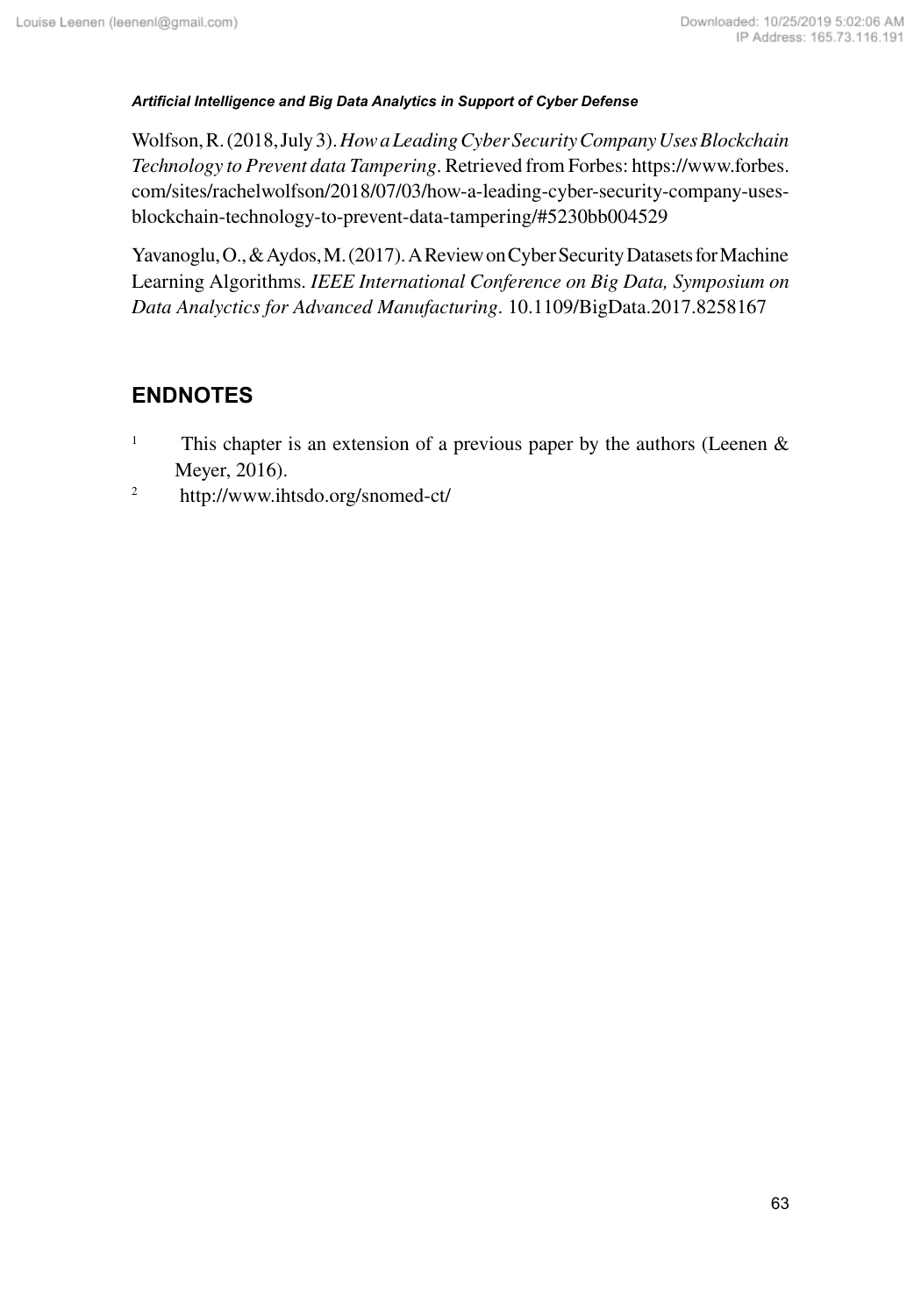Wolfson, R. (2018, July 3). *How a Leading Cyber Security Company Uses Blockchain Technology to Prevent data Tampering*. Retrieved from Forbes: https://www.forbes.com/sites/rachelwolfson/2018/07/03/how-a-leading-cyber-security-company-uses-blockchain-technology-to-prevent-data-tampering/#5230bb004529

Yavanoglu, O., & Aydos, M. (2017). A Review on Cyber Security Datasets for Machine Learning Algorithms. *IEEE International Conference on Big Data, Symposium on Data Analyctics for Advanced Manufacturing*. 10.1109/BigData.2017.8258167

## ENDNOTES

[1] This chapter is an extension of a previous paper by the authors (Leenen & Meyer, 2016).

[2] http://www.ihtsdo.org/snomed-ct/